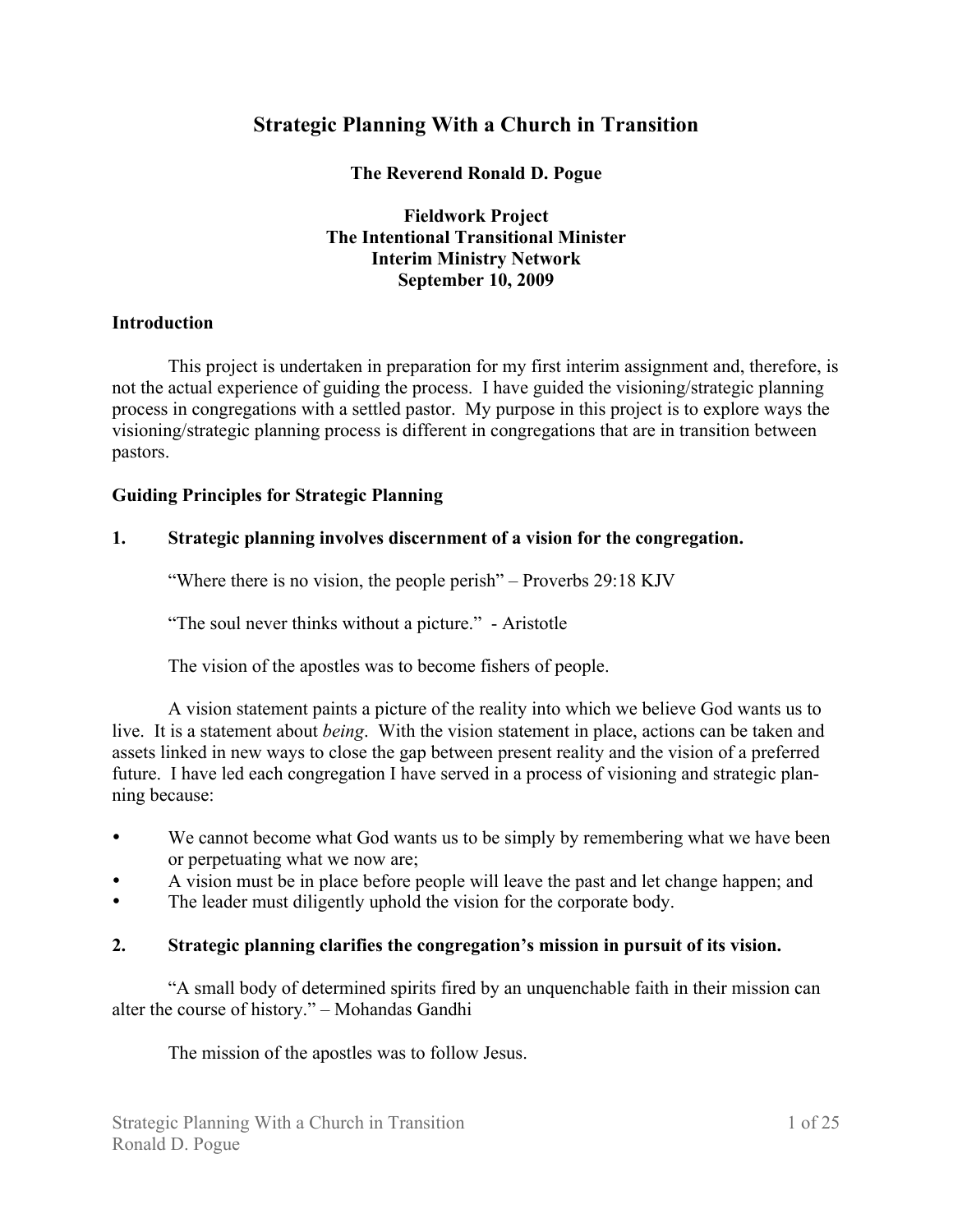# Strategic Planning With a Church in Transition

**The Reverend Ronald D. Pogue**

**Fieldwork Project**
**The Intentional Transitional Minister**
**Interim Ministry Network**
**September 10, 2009**

## Introduction

This project is undertaken in preparation for my first interim assignment and, therefore, is not the actual experience of guiding the process. I have guided the visioning/strategic planning process in congregations with a settled pastor. My purpose in this project is to explore ways the visioning/strategic planning process is different in congregations that are in transition between pastors.

## Guiding Principles for Strategic Planning

### 1. Strategic planning involves discernment of a vision for the congregation.

"Where there is no vision, the people perish" – Proverbs 29:18 KJV

"The soul never thinks without a picture." - Aristotle

The vision of the apostles was to become fishers of people.

A vision statement paints a picture of the reality into which we believe God wants us to live. It is a statement about *being*. With the vision statement in place, actions can be taken and assets linked in new ways to close the gap between present reality and the vision of a preferred future. I have led each congregation I have served in a process of visioning and strategic planning because:

- We cannot become what God wants us to be simply by remembering what we have been or perpetuating what we now are;
- A vision must be in place before people will leave the past and let change happen; and
- The leader must diligently uphold the vision for the corporate body.

### 2. Strategic planning clarifies the congregation's mission in pursuit of its vision.

"A small body of determined spirits fired by an unquenchable faith in their mission can alter the course of history." – Mohandas Gandhi

The mission of the apostles was to follow Jesus.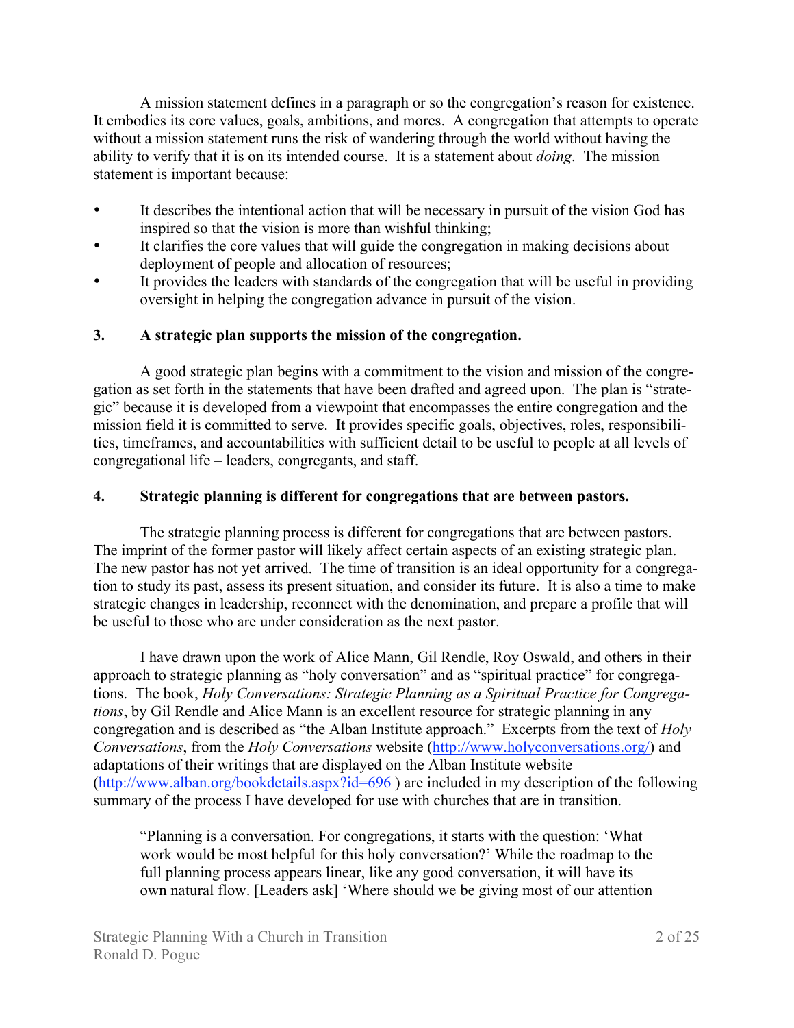A mission statement defines in a paragraph or so the congregation's reason for existence. It embodies its core values, goals, ambitions, and mores. A congregation that attempts to operate without a mission statement runs the risk of wandering through the world without having the ability to verify that it is on its intended course. It is a statement about *doing*. The mission statement is important because:

- It describes the intentional action that will be necessary in pursuit of the vision God has inspired so that the vision is more than wishful thinking;
- It clarifies the core values that will guide the congregation in making decisions about deployment of people and allocation of resources;
- It provides the leaders with standards of the congregation that will be useful in providing oversight in helping the congregation advance in pursuit of the vision.

### 3. A strategic plan supports the mission of the congregation.

A good strategic plan begins with a commitment to the vision and mission of the congregation as set forth in the statements that have been drafted and agreed upon. The plan is "strategic" because it is developed from a viewpoint that encompasses the entire congregation and the mission field it is committed to serve. It provides specific goals, objectives, roles, responsibilities, timeframes, and accountabilities with sufficient detail to be useful to people at all levels of congregational life – leaders, congregants, and staff.

### 4. Strategic planning is different for congregations that are between pastors.

The strategic planning process is different for congregations that are between pastors. The imprint of the former pastor will likely affect certain aspects of an existing strategic plan. The new pastor has not yet arrived. The time of transition is an ideal opportunity for a congregation to study its past, assess its present situation, and consider its future. It is also a time to make strategic changes in leadership, reconnect with the denomination, and prepare a profile that will be useful to those who are under consideration as the next pastor.

I have drawn upon the work of Alice Mann, Gil Rendle, Roy Oswald, and others in their approach to strategic planning as "holy conversation" and as "spiritual practice" for congregations. The book, *Holy Conversations: Strategic Planning as a Spiritual Practice for Congregations*, by Gil Rendle and Alice Mann is an excellent resource for strategic planning in any congregation and is described as "the Alban Institute approach." Excerpts from the text of *Holy Conversations*, from the *Holy Conversations* website (http://www.holyconversations.org/) and adaptations of their writings that are displayed on the Alban Institute website (http://www.alban.org/bookdetails.aspx?id=696 ) are included in my description of the following summary of the process I have developed for use with churches that are in transition.

> "Planning is a conversation. For congregations, it starts with the question: 'What work would be most helpful for this holy conversation?' While the roadmap to the full planning process appears linear, like any good conversation, it will have its own natural flow. [Leaders ask] 'Where should we be giving most of our attention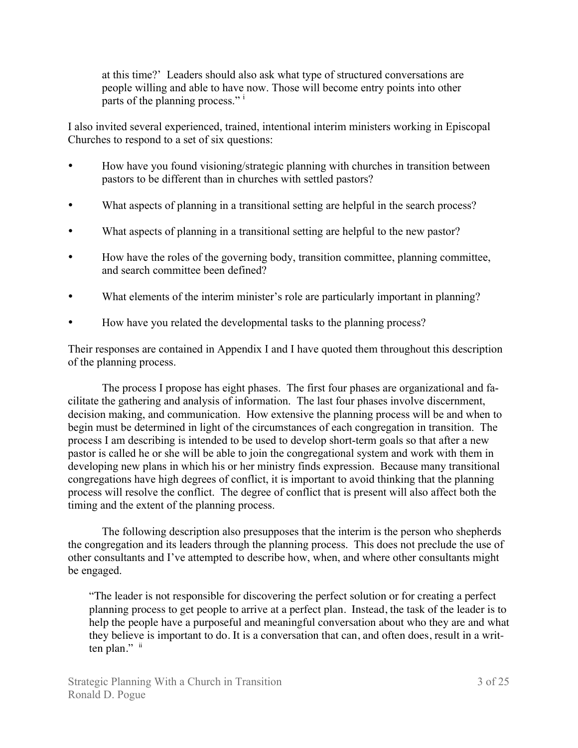> at this time?' Leaders should also ask what type of structured conversations are people willing and able to have now. Those will become entry points into other parts of the planning process." [i]

I also invited several experienced, trained, intentional interim ministers working in Episcopal Churches to respond to a set of six questions:

- How have you found visioning/strategic planning with churches in transition between pastors to be different than in churches with settled pastors?
- What aspects of planning in a transitional setting are helpful in the search process?
- What aspects of planning in a transitional setting are helpful to the new pastor?
- How have the roles of the governing body, transition committee, planning committee, and search committee been defined?
- What elements of the interim minister's role are particularly important in planning?
- How have you related the developmental tasks to the planning process?

Their responses are contained in Appendix I and I have quoted them throughout this description of the planning process.

The process I propose has eight phases. The first four phases are organizational and facilitate the gathering and analysis of information. The last four phases involve discernment, decision making, and communication. How extensive the planning process will be and when to begin must be determined in light of the circumstances of each congregation in transition. The process I am describing is intended to be used to develop short-term goals so that after a new pastor is called he or she will be able to join the congregational system and work with them in developing new plans in which his or her ministry finds expression. Because many transitional congregations have high degrees of conflict, it is important to avoid thinking that the planning process will resolve the conflict. The degree of conflict that is present will also affect both the timing and the extent of the planning process.

The following description also presupposes that the interim is the person who shepherds the congregation and its leaders through the planning process. This does not preclude the use of other consultants and I've attempted to describe how, when, and where other consultants might be engaged.

> "The leader is not responsible for discovering the perfect solution or for creating a perfect planning process to get people to arrive at a perfect plan. Instead, the task of the leader is to help the people have a purposeful and meaningful conversation about who they are and what they believe is important to do. It is a conversation that can, and often does, result in a written plan." [ii]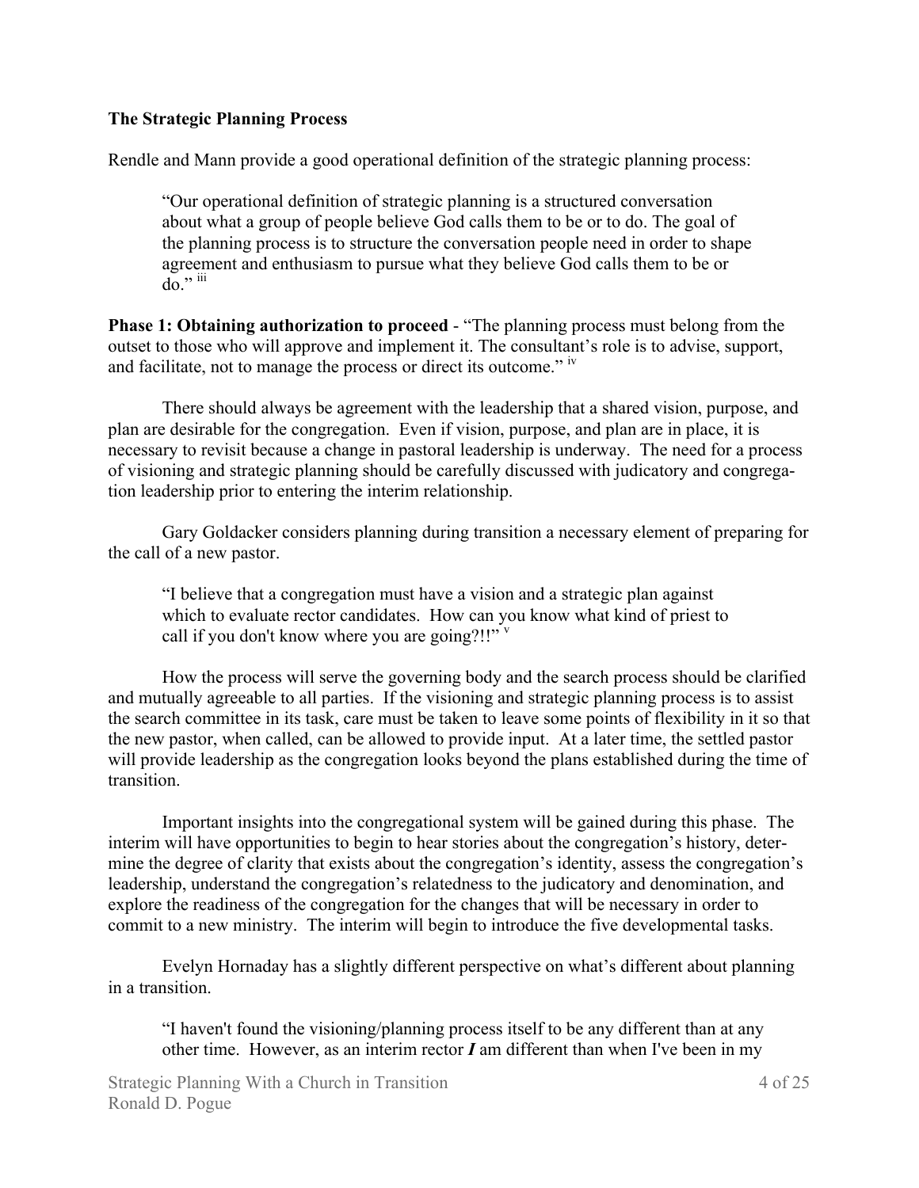**The Strategic Planning Process**

Rendle and Mann provide a good operational definition of the strategic planning process:

> "Our operational definition of strategic planning is a structured conversation about what a group of people believe God calls them to be or to do. The goal of the planning process is to structure the conversation people need in order to shape agreement and enthusiasm to pursue what they believe God calls them to be or do." [iii]

**Phase 1: Obtaining authorization to proceed** - "The planning process must belong from the outset to those who will approve and implement it. The consultant's role is to advise, support, and facilitate, not to manage the process or direct its outcome." [iv]

There should always be agreement with the leadership that a shared vision, purpose, and plan are desirable for the congregation. Even if vision, purpose, and plan are in place, it is necessary to revisit because a change in pastoral leadership is underway. The need for a process of visioning and strategic planning should be carefully discussed with judicatory and congregation leadership prior to entering the interim relationship.

Gary Goldacker considers planning during transition a necessary element of preparing for the call of a new pastor.

> "I believe that a congregation must have a vision and a strategic plan against which to evaluate rector candidates. How can you know what kind of priest to call if you don't know where you are going?!!" [v]

How the process will serve the governing body and the search process should be clarified and mutually agreeable to all parties. If the visioning and strategic planning process is to assist the search committee in its task, care must be taken to leave some points of flexibility in it so that the new pastor, when called, can be allowed to provide input. At a later time, the settled pastor will provide leadership as the congregation looks beyond the plans established during the time of transition.

Important insights into the congregational system will be gained during this phase. The interim will have opportunities to begin to hear stories about the congregation's history, determine the degree of clarity that exists about the congregation's identity, assess the congregation's leadership, understand the congregation's relatedness to the judicatory and denomination, and explore the readiness of the congregation for the changes that will be necessary in order to commit to a new ministry. The interim will begin to introduce the five developmental tasks.

Evelyn Hornaday has a slightly different perspective on what's different about planning in a transition.

> "I haven't found the visioning/planning process itself to be any different than at any other time. However, as an interim rector ***I*** am different than when I've been in my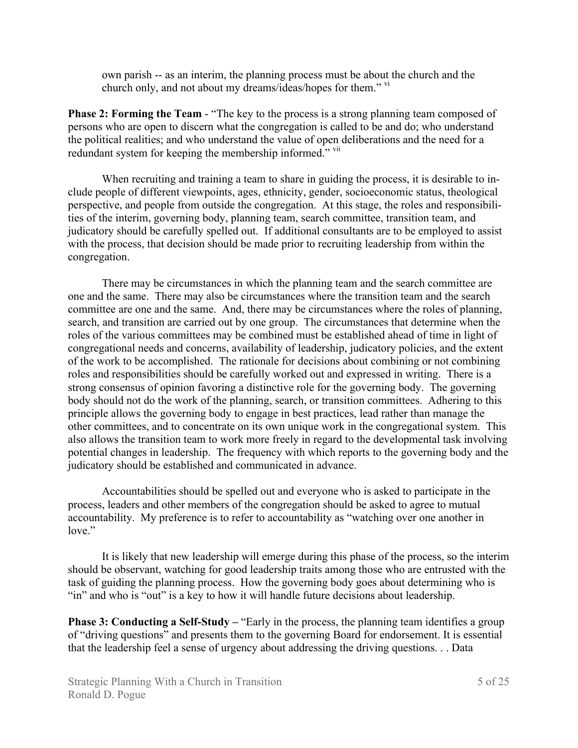own parish -- as an interim, the planning process must be about the church and the church only, and not about my dreams/ideas/hopes for them." [vi]

**Phase 2: Forming the Team** - "The key to the process is a strong planning team composed of persons who are open to discern what the congregation is called to be and do; who understand the political realities; and who understand the value of open deliberations and the need for a redundant system for keeping the membership informed." [vii]

When recruiting and training a team to share in guiding the process, it is desirable to include people of different viewpoints, ages, ethnicity, gender, socioeconomic status, theological perspective, and people from outside the congregation. At this stage, the roles and responsibilities of the interim, governing body, planning team, search committee, transition team, and judicatory should be carefully spelled out. If additional consultants are to be employed to assist with the process, that decision should be made prior to recruiting leadership from within the congregation.

There may be circumstances in which the planning team and the search committee are one and the same. There may also be circumstances where the transition team and the search committee are one and the same. And, there may be circumstances where the roles of planning, search, and transition are carried out by one group. The circumstances that determine when the roles of the various committees may be combined must be established ahead of time in light of congregational needs and concerns, availability of leadership, judicatory policies, and the extent of the work to be accomplished. The rationale for decisions about combining or not combining roles and responsibilities should be carefully worked out and expressed in writing. There is a strong consensus of opinion favoring a distinctive role for the governing body. The governing body should not do the work of the planning, search, or transition committees. Adhering to this principle allows the governing body to engage in best practices, lead rather than manage the other committees, and to concentrate on its own unique work in the congregational system. This also allows the transition team to work more freely in regard to the developmental task involving potential changes in leadership. The frequency with which reports to the governing body and the judicatory should be established and communicated in advance.

Accountabilities should be spelled out and everyone who is asked to participate in the process, leaders and other members of the congregation should be asked to agree to mutual accountability. My preference is to refer to accountability as "watching over one another in love."

It is likely that new leadership will emerge during this phase of the process, so the interim should be observant, watching for good leadership traits among those who are entrusted with the task of guiding the planning process. How the governing body goes about determining who is "in" and who is "out" is a key to how it will handle future decisions about leadership.

**Phase 3: Conducting a Self-Study** – "Early in the process, the planning team identifies a group of "driving questions" and presents them to the governing Board for endorsement. It is essential that the leadership feel a sense of urgency about addressing the driving questions. . . Data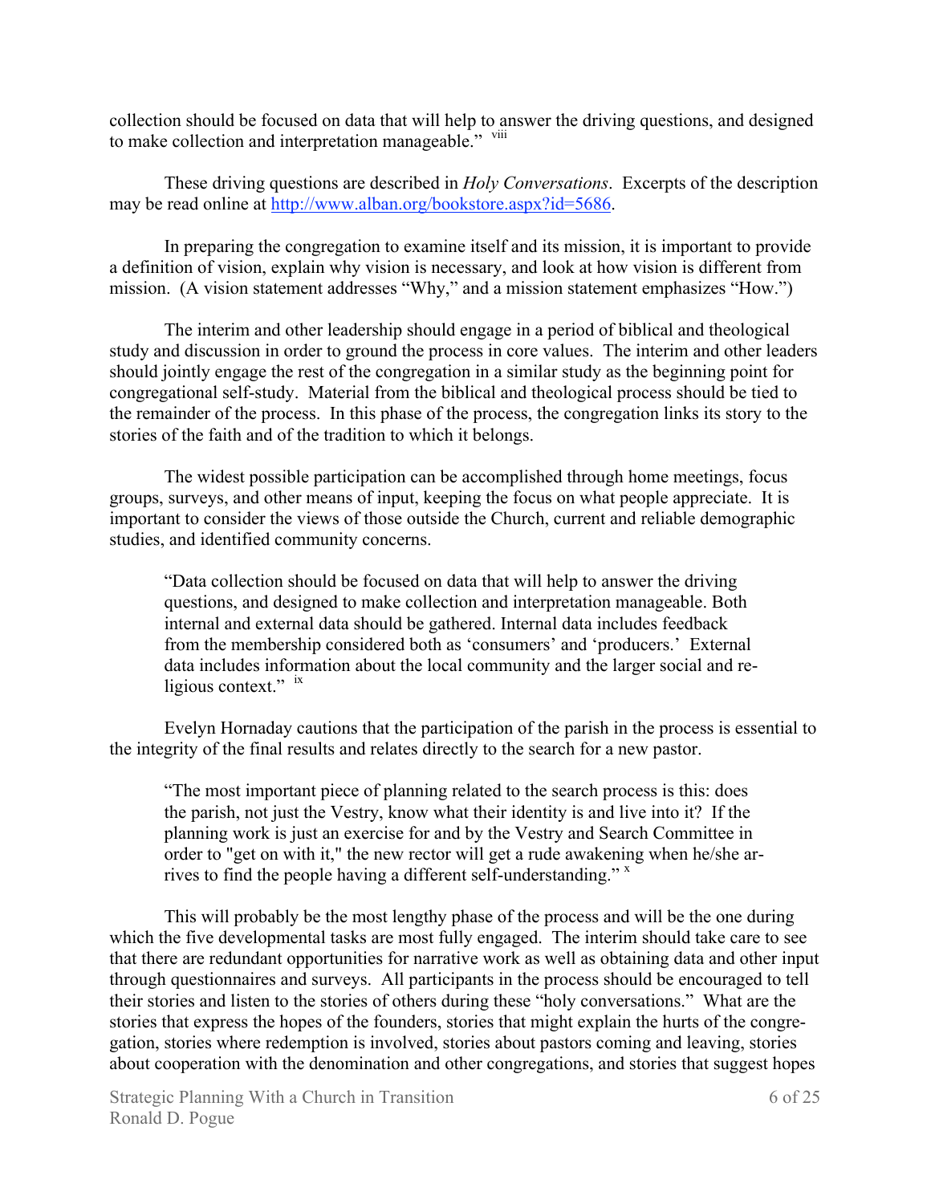collection should be focused on data that will help to answer the driving questions, and designed to make collection and interpretation manageable." [viii]

These driving questions are described in *Holy Conversations*. Excerpts of the description may be read online at http://www.alban.org/bookstore.aspx?id=5686.

In preparing the congregation to examine itself and its mission, it is important to provide a definition of vision, explain why vision is necessary, and look at how vision is different from mission. (A vision statement addresses "Why," and a mission statement emphasizes "How.")

The interim and other leadership should engage in a period of biblical and theological study and discussion in order to ground the process in core values. The interim and other leaders should jointly engage the rest of the congregation in a similar study as the beginning point for congregational self-study. Material from the biblical and theological process should be tied to the remainder of the process. In this phase of the process, the congregation links its story to the stories of the faith and of the tradition to which it belongs.

The widest possible participation can be accomplished through home meetings, focus groups, surveys, and other means of input, keeping the focus on what people appreciate. It is important to consider the views of those outside the Church, current and reliable demographic studies, and identified community concerns.

> "Data collection should be focused on data that will help to answer the driving questions, and designed to make collection and interpretation manageable. Both internal and external data should be gathered. Internal data includes feedback from the membership considered both as 'consumers' and 'producers.' External data includes information about the local community and the larger social and religious context." [ix]

Evelyn Hornaday cautions that the participation of the parish in the process is essential to the integrity of the final results and relates directly to the search for a new pastor.

> "The most important piece of planning related to the search process is this: does the parish, not just the Vestry, know what their identity is and live into it? If the planning work is just an exercise for and by the Vestry and Search Committee in order to "get on with it," the new rector will get a rude awakening when he/she arrives to find the people having a different self-understanding." [x]

This will probably be the most lengthy phase of the process and will be the one during which the five developmental tasks are most fully engaged. The interim should take care to see that there are redundant opportunities for narrative work as well as obtaining data and other input through questionnaires and surveys. All participants in the process should be encouraged to tell their stories and listen to the stories of others during these "holy conversations." What are the stories that express the hopes of the founders, stories that might explain the hurts of the congregation, stories where redemption is involved, stories about pastors coming and leaving, stories about cooperation with the denomination and other congregations, and stories that suggest hopes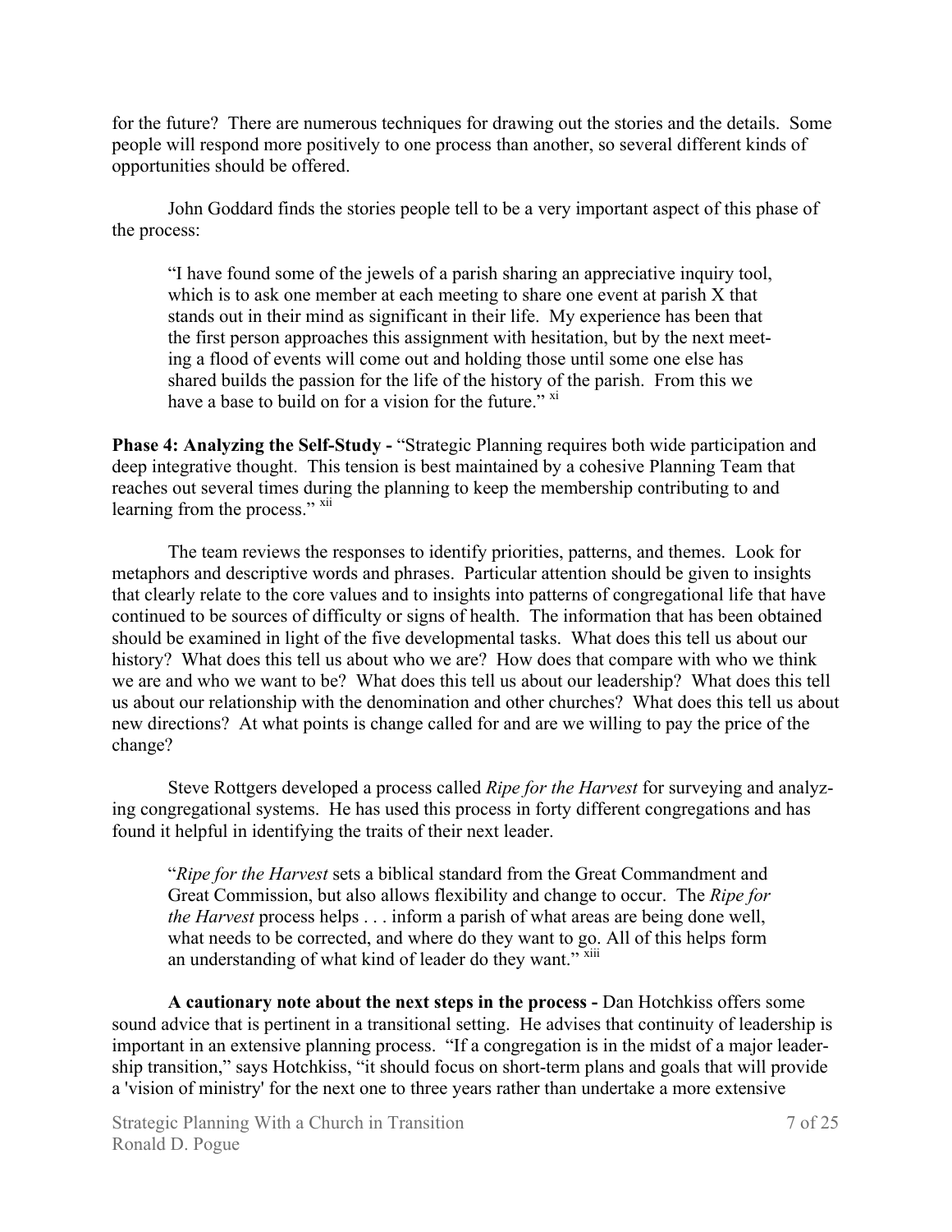for the future? There are numerous techniques for drawing out the stories and the details. Some people will respond more positively to one process than another, so several different kinds of opportunities should be offered.

John Goddard finds the stories people tell to be a very important aspect of this phase of the process:

> "I have found some of the jewels of a parish sharing an appreciative inquiry tool, which is to ask one member at each meeting to share one event at parish X that stands out in their mind as significant in their life. My experience has been that the first person approaches this assignment with hesitation, but by the next meeting a flood of events will come out and holding those until some one else has shared builds the passion for the life of the history of the parish. From this we have a base to build on for a vision for the future." [xi]

**Phase 4: Analyzing the Self-Study -** "Strategic Planning requires both wide participation and deep integrative thought. This tension is best maintained by a cohesive Planning Team that reaches out several times during the planning to keep the membership contributing to and learning from the process." [xii]

The team reviews the responses to identify priorities, patterns, and themes. Look for metaphors and descriptive words and phrases. Particular attention should be given to insights that clearly relate to the core values and to insights into patterns of congregational life that have continued to be sources of difficulty or signs of health. The information that has been obtained should be examined in light of the five developmental tasks. What does this tell us about our history? What does this tell us about who we are? How does that compare with who we think we are and who we want to be? What does this tell us about our leadership? What does this tell us about our relationship with the denomination and other churches? What does this tell us about new directions? At what points is change called for and are we willing to pay the price of the change?

Steve Rottgers developed a process called *Ripe for the Harvest* for surveying and analyzing congregational systems. He has used this process in forty different congregations and has found it helpful in identifying the traits of their next leader.

> "*Ripe for the Harvest* sets a biblical standard from the Great Commandment and Great Commission, but also allows flexibility and change to occur. The *Ripe for the Harvest* process helps . . . inform a parish of what areas are being done well, what needs to be corrected, and where do they want to go. All of this helps form an understanding of what kind of leader do they want." [xiii]

**A cautionary note about the next steps in the process -** Dan Hotchkiss offers some sound advice that is pertinent in a transitional setting. He advises that continuity of leadership is important in an extensive planning process. "If a congregation is in the midst of a major leadership transition," says Hotchkiss, "it should focus on short-term plans and goals that will provide a 'vision of ministry' for the next one to three years rather than undertake a more extensive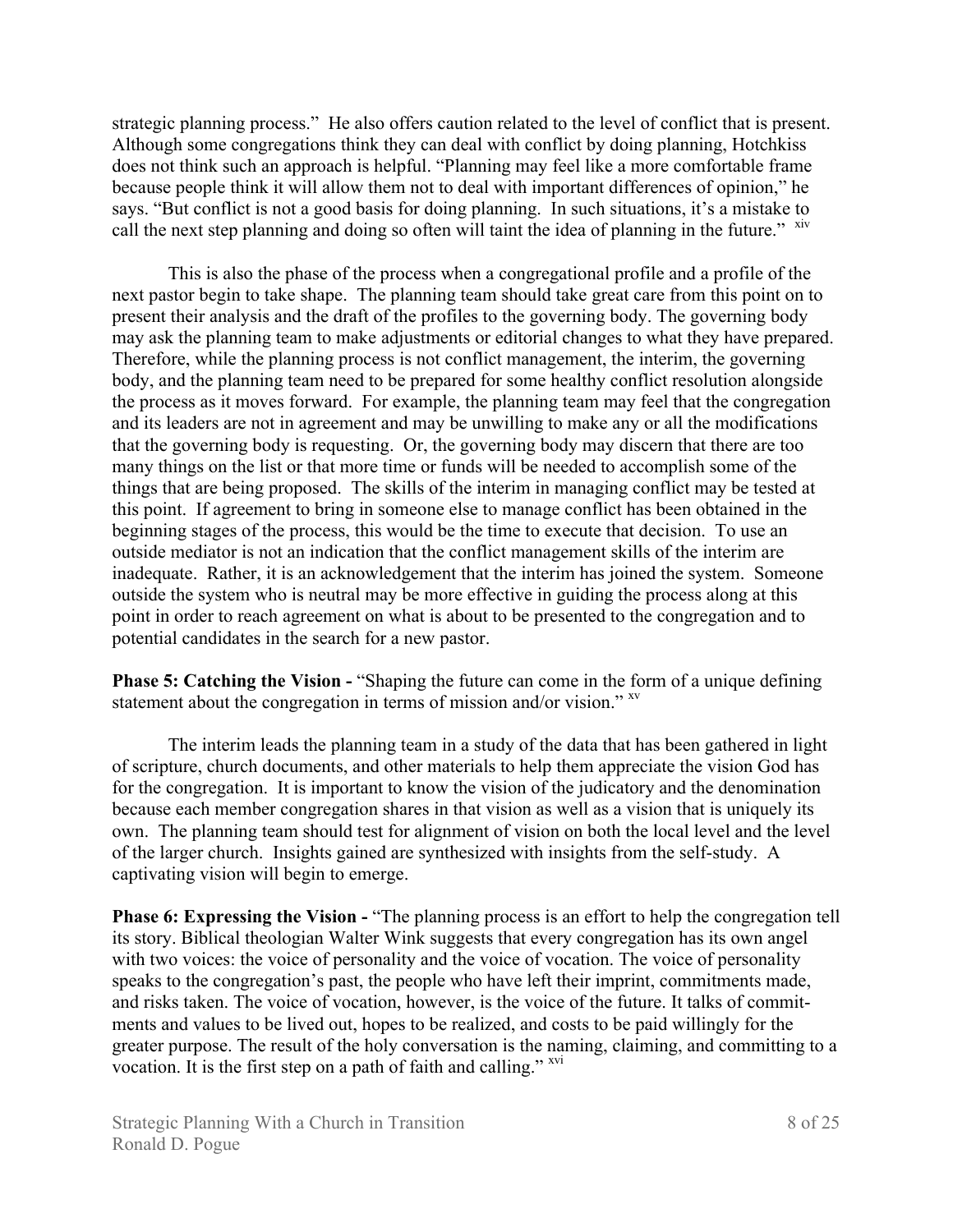strategic planning process." He also offers caution related to the level of conflict that is present. Although some congregations think they can deal with conflict by doing planning, Hotchkiss does not think such an approach is helpful. "Planning may feel like a more comfortable frame because people think it will allow them not to deal with important differences of opinion," he says. "But conflict is not a good basis for doing planning. In such situations, it's a mistake to call the next step planning and doing so often will taint the idea of planning in the future." [xiv]

This is also the phase of the process when a congregational profile and a profile of the next pastor begin to take shape. The planning team should take great care from this point on to present their analysis and the draft of the profiles to the governing body. The governing body may ask the planning team to make adjustments or editorial changes to what they have prepared. Therefore, while the planning process is not conflict management, the interim, the governing body, and the planning team need to be prepared for some healthy conflict resolution alongside the process as it moves forward. For example, the planning team may feel that the congregation and its leaders are not in agreement and may be unwilling to make any or all the modifications that the governing body is requesting. Or, the governing body may discern that there are too many things on the list or that more time or funds will be needed to accomplish some of the things that are being proposed. The skills of the interim in managing conflict may be tested at this point. If agreement to bring in someone else to manage conflict has been obtained in the beginning stages of the process, this would be the time to execute that decision. To use an outside mediator is not an indication that the conflict management skills of the interim are inadequate. Rather, it is an acknowledgement that the interim has joined the system. Someone outside the system who is neutral may be more effective in guiding the process along at this point in order to reach agreement on what is about to be presented to the congregation and to potential candidates in the search for a new pastor.

**Phase 5: Catching the Vision -** "Shaping the future can come in the form of a unique defining statement about the congregation in terms of mission and/or vision." [xv]

The interim leads the planning team in a study of the data that has been gathered in light of scripture, church documents, and other materials to help them appreciate the vision God has for the congregation. It is important to know the vision of the judicatory and the denomination because each member congregation shares in that vision as well as a vision that is uniquely its own. The planning team should test for alignment of vision on both the local level and the level of the larger church. Insights gained are synthesized with insights from the self-study. A captivating vision will begin to emerge.

**Phase 6: Expressing the Vision -** "The planning process is an effort to help the congregation tell its story. Biblical theologian Walter Wink suggests that every congregation has its own angel with two voices: the voice of personality and the voice of vocation. The voice of personality speaks to the congregation's past, the people who have left their imprint, commitments made, and risks taken. The voice of vocation, however, is the voice of the future. It talks of commitments and values to be lived out, hopes to be realized, and costs to be paid willingly for the greater purpose. The result of the holy conversation is the naming, claiming, and committing to a vocation. It is the first step on a path of faith and calling." [xvi]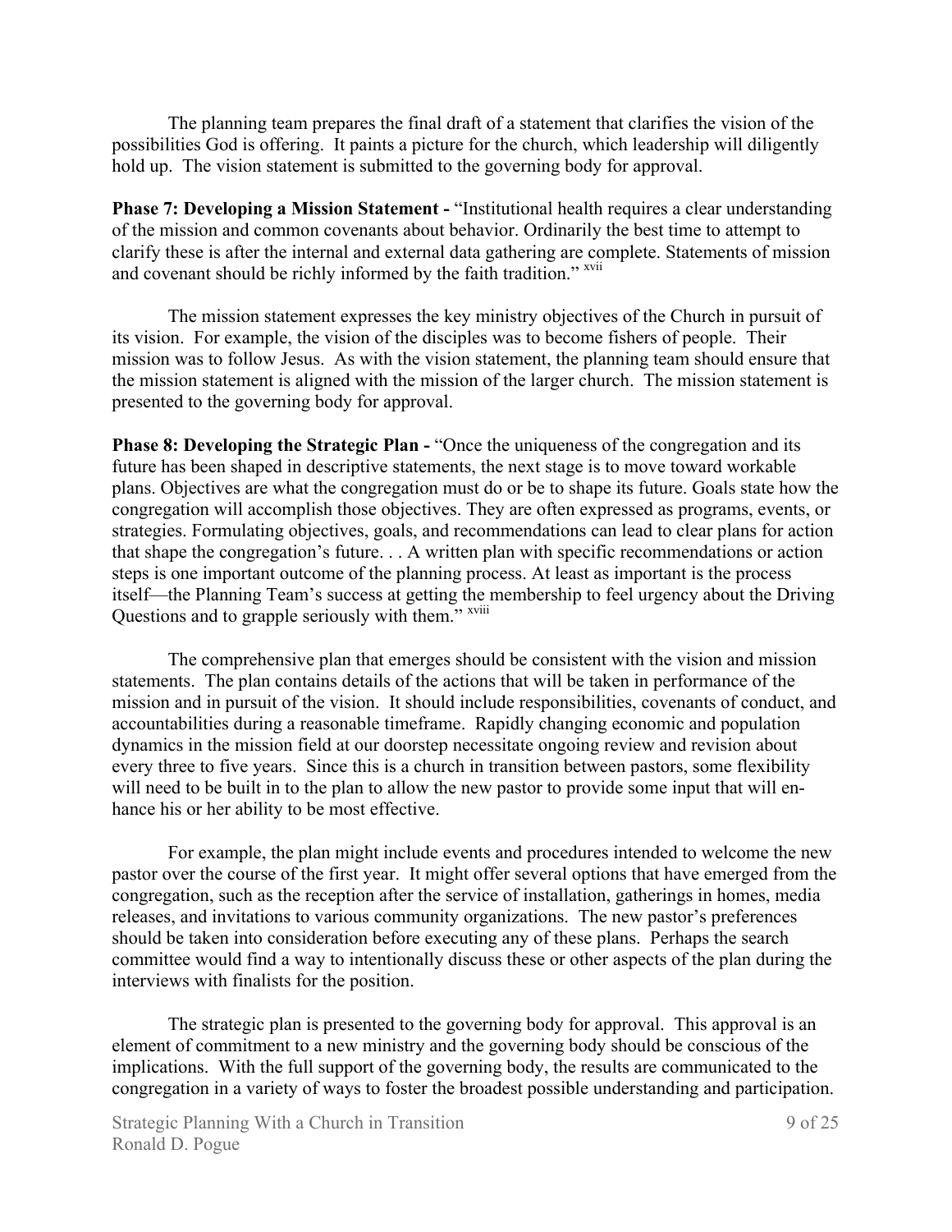The planning team prepares the final draft of a statement that clarifies the vision of the possibilities God is offering. It paints a picture for the church, which leadership will diligently hold up. The vision statement is submitted to the governing body for approval.

**Phase 7: Developing a Mission Statement -** "Institutional health requires a clear understanding of the mission and common covenants about behavior. Ordinarily the best time to attempt to clarify these is after the internal and external data gathering are complete. Statements of mission and covenant should be richly informed by the faith tradition." [xvii]

The mission statement expresses the key ministry objectives of the Church in pursuit of its vision. For example, the vision of the disciples was to become fishers of people. Their mission was to follow Jesus. As with the vision statement, the planning team should ensure that the mission statement is aligned with the mission of the larger church. The mission statement is presented to the governing body for approval.

**Phase 8: Developing the Strategic Plan -** "Once the uniqueness of the congregation and its future has been shaped in descriptive statements, the next stage is to move toward workable plans. Objectives are what the congregation must do or be to shape its future. Goals state how the congregation will accomplish those objectives. They are often expressed as programs, events, or strategies. Formulating objectives, goals, and recommendations can lead to clear plans for action that shape the congregation's future. . . A written plan with specific recommendations or action steps is one important outcome of the planning process. At least as important is the process itself—the Planning Team's success at getting the membership to feel urgency about the Driving Questions and to grapple seriously with them." [xviii]

The comprehensive plan that emerges should be consistent with the vision and mission statements. The plan contains details of the actions that will be taken in performance of the mission and in pursuit of the vision. It should include responsibilities, covenants of conduct, and accountabilities during a reasonable timeframe. Rapidly changing economic and population dynamics in the mission field at our doorstep necessitate ongoing review and revision about every three to five years. Since this is a church in transition between pastors, some flexibility will need to be built in to the plan to allow the new pastor to provide some input that will enhance his or her ability to be most effective.

For example, the plan might include events and procedures intended to welcome the new pastor over the course of the first year. It might offer several options that have emerged from the congregation, such as the reception after the service of installation, gatherings in homes, media releases, and invitations to various community organizations. The new pastor's preferences should be taken into consideration before executing any of these plans. Perhaps the search committee would find a way to intentionally discuss these or other aspects of the plan during the interviews with finalists for the position.

The strategic plan is presented to the governing body for approval. This approval is an element of commitment to a new ministry and the governing body should be conscious of the implications. With the full support of the governing body, the results are communicated to the congregation in a variety of ways to foster the broadest possible understanding and participation.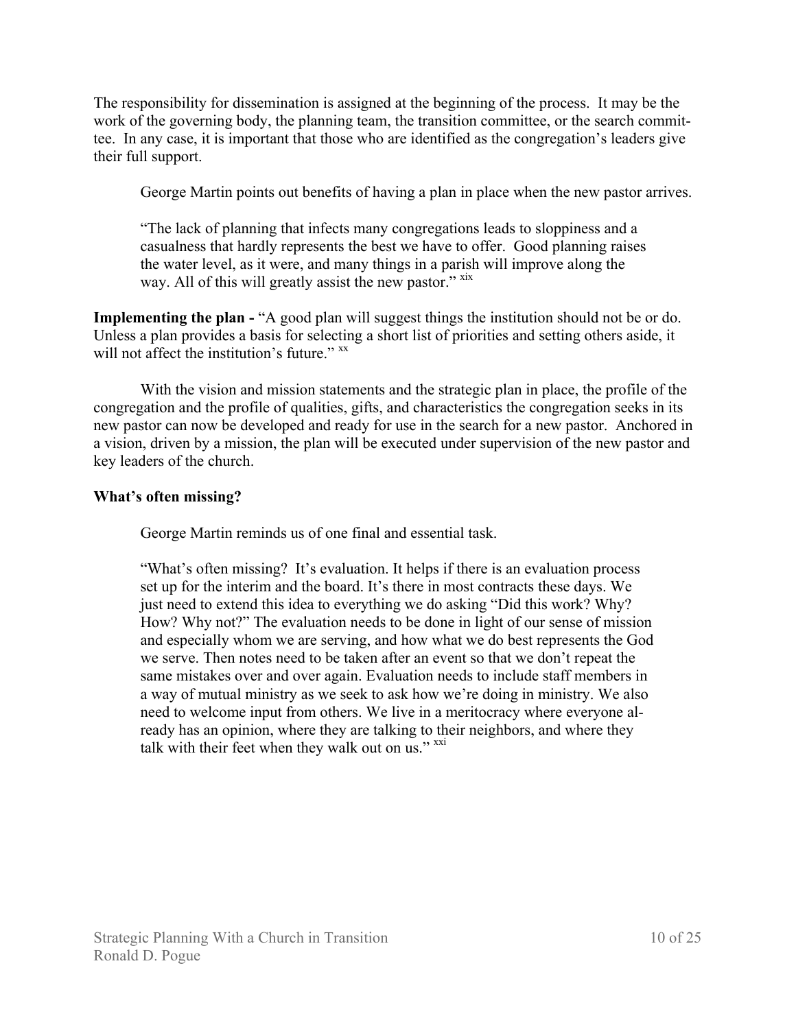The responsibility for dissemination is assigned at the beginning of the process. It may be the work of the governing body, the planning team, the transition committee, or the search committee. In any case, it is important that those who are identified as the congregation's leaders give their full support.

George Martin points out benefits of having a plan in place when the new pastor arrives.

> "The lack of planning that infects many congregations leads to sloppiness and a casualness that hardly represents the best we have to offer. Good planning raises the water level, as it were, and many things in a parish will improve along the way. All of this will greatly assist the new pastor." [xix]

**Implementing the plan -** "A good plan will suggest things the institution should not be or do. Unless a plan provides a basis for selecting a short list of priorities and setting others aside, it will not affect the institution's future." [xx]

With the vision and mission statements and the strategic plan in place, the profile of the congregation and the profile of qualities, gifts, and characteristics the congregation seeks in its new pastor can now be developed and ready for use in the search for a new pastor. Anchored in a vision, driven by a mission, the plan will be executed under supervision of the new pastor and key leaders of the church.

**What's often missing?**

George Martin reminds us of one final and essential task.

> "What's often missing? It's evaluation. It helps if there is an evaluation process set up for the interim and the board. It's there in most contracts these days. We just need to extend this idea to everything we do asking "Did this work? Why? How? Why not?" The evaluation needs to be done in light of our sense of mission and especially whom we are serving, and how what we do best represents the God we serve. Then notes need to be taken after an event so that we don't repeat the same mistakes over and over again. Evaluation needs to include staff members in a way of mutual ministry as we seek to ask how we're doing in ministry. We also need to welcome input from others. We live in a meritocracy where everyone already has an opinion, where they are talking to their neighbors, and where they talk with their feet when they walk out on us." [xxi]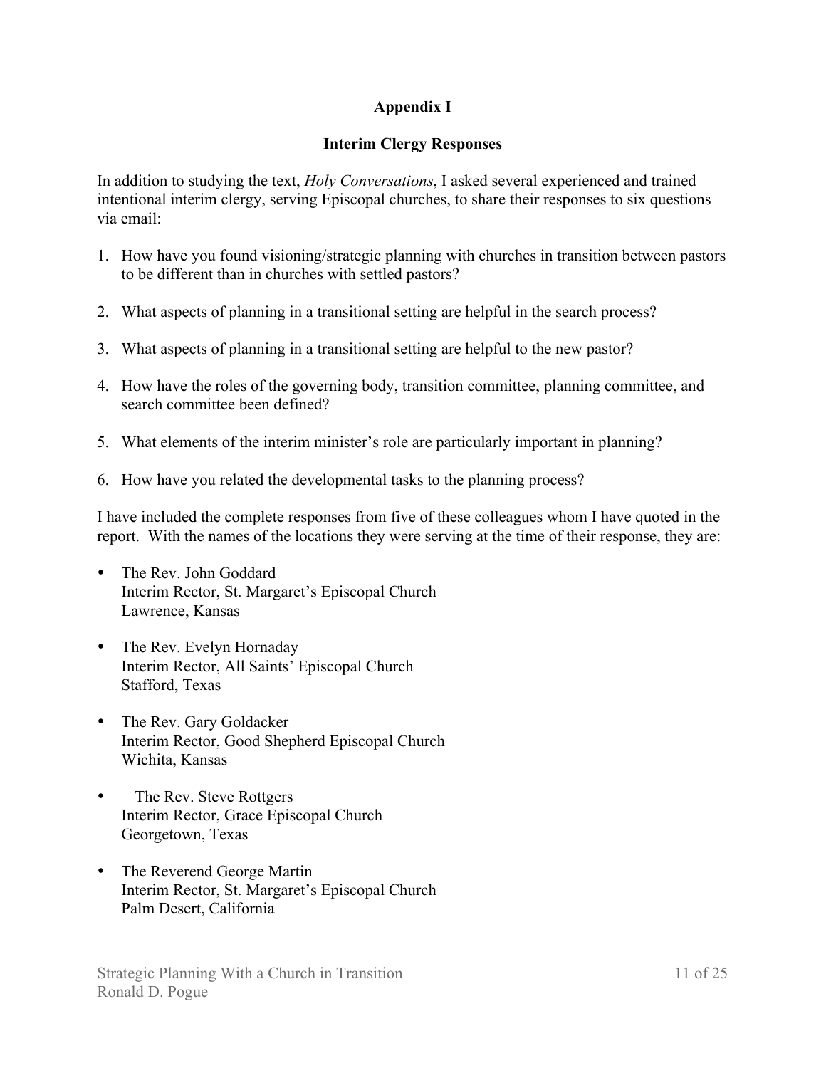# Appendix I

## Interim Clergy Responses

In addition to studying the text, *Holy Conversations*, I asked several experienced and trained intentional interim clergy, serving Episcopal churches, to share their responses to six questions via email:

1. How have you found visioning/strategic planning with churches in transition between pastors to be different than in churches with settled pastors?
2. What aspects of planning in a transitional setting are helpful in the search process?
3. What aspects of planning in a transitional setting are helpful to the new pastor?
4. How have the roles of the governing body, transition committee, planning committee, and search committee been defined?
5. What elements of the interim minister's role are particularly important in planning?
6. How have you related the developmental tasks to the planning process?

I have included the complete responses from five of these colleagues whom I have quoted in the report. With the names of the locations they were serving at the time of their response, they are:

- The Rev. John Goddard
  Interim Rector, St. Margaret's Episcopal Church
  Lawrence, Kansas
- The Rev. Evelyn Hornaday
  Interim Rector, All Saints' Episcopal Church
  Stafford, Texas
- The Rev. Gary Goldacker
  Interim Rector, Good Shepherd Episcopal Church
  Wichita, Kansas
- The Rev. Steve Rottgers
  Interim Rector, Grace Episcopal Church
  Georgetown, Texas
- The Reverend George Martin
  Interim Rector, St. Margaret's Episcopal Church
  Palm Desert, California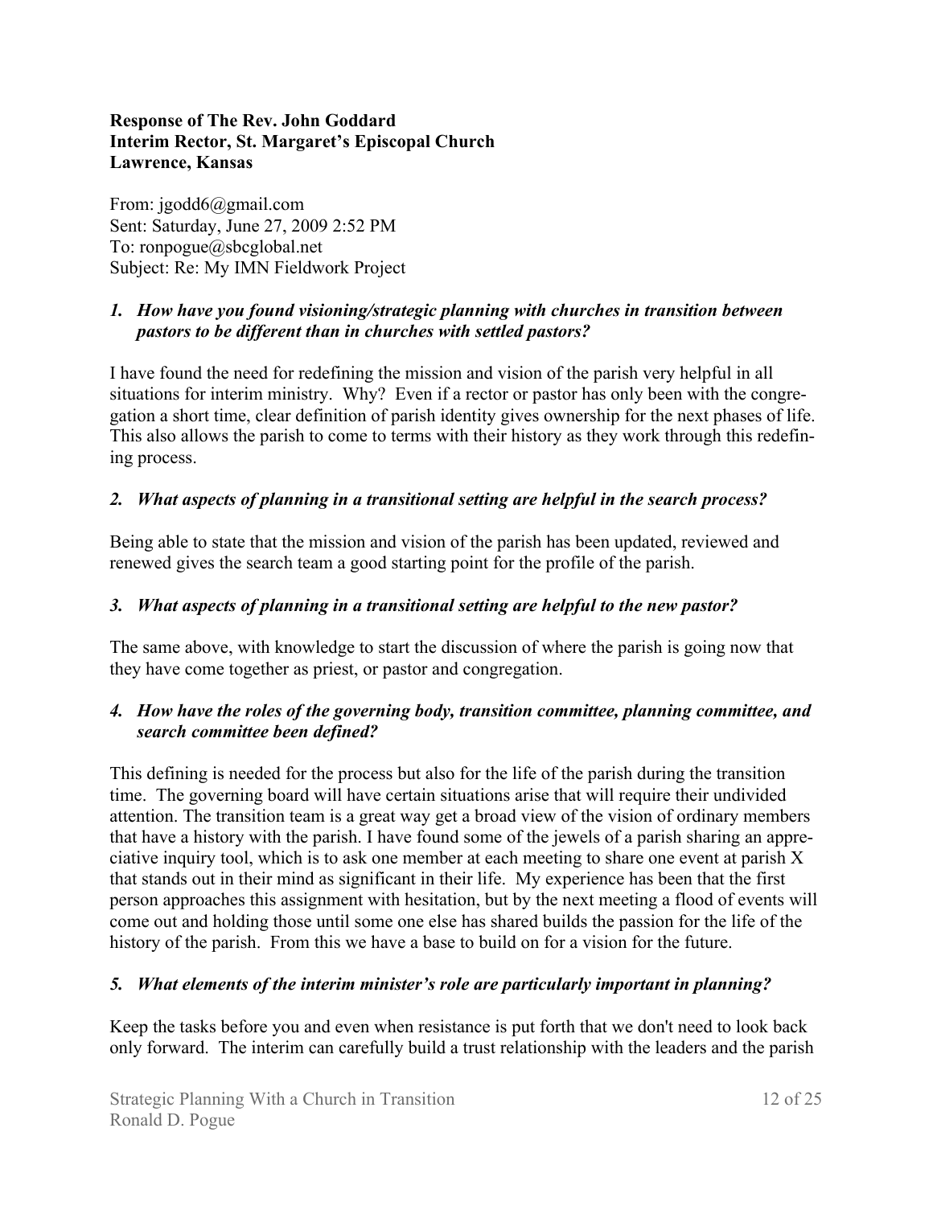**Response of The Rev. John Goddard**
**Interim Rector, St. Margaret's Episcopal Church**
**Lawrence, Kansas**

From: jgodd6@gmail.com
Sent: Saturday, June 27, 2009 2:52 PM
To: ronpogue@sbcglobal.net
Subject: Re: My IMN Fieldwork Project

1. ***How have you found visioning/strategic planning with churches in transition between pastors to be different than in churches with settled pastors?***

I have found the need for redefining the mission and vision of the parish very helpful in all situations for interim ministry. Why? Even if a rector or pastor has only been with the congregation a short time, clear definition of parish identity gives ownership for the next phases of life. This also allows the parish to come to terms with their history as they work through this redefining process.

2. ***What aspects of planning in a transitional setting are helpful in the search process?***

Being able to state that the mission and vision of the parish has been updated, reviewed and renewed gives the search team a good starting point for the profile of the parish.

3. ***What aspects of planning in a transitional setting are helpful to the new pastor?***

The same above, with knowledge to start the discussion of where the parish is going now that they have come together as priest, or pastor and congregation.

4. ***How have the roles of the governing body, transition committee, planning committee, and search committee been defined?***

This defining is needed for the process but also for the life of the parish during the transition time. The governing board will have certain situations arise that will require their undivided attention. The transition team is a great way get a broad view of the vision of ordinary members that have a history with the parish. I have found some of the jewels of a parish sharing an appreciative inquiry tool, which is to ask one member at each meeting to share one event at parish X that stands out in their mind as significant in their life. My experience has been that the first person approaches this assignment with hesitation, but by the next meeting a flood of events will come out and holding those until some one else has shared builds the passion for the life of the history of the parish. From this we have a base to build on for a vision for the future.

5. ***What elements of the interim minister's role are particularly important in planning?***

Keep the tasks before you and even when resistance is put forth that we don't need to look back only forward. The interim can carefully build a trust relationship with the leaders and the parish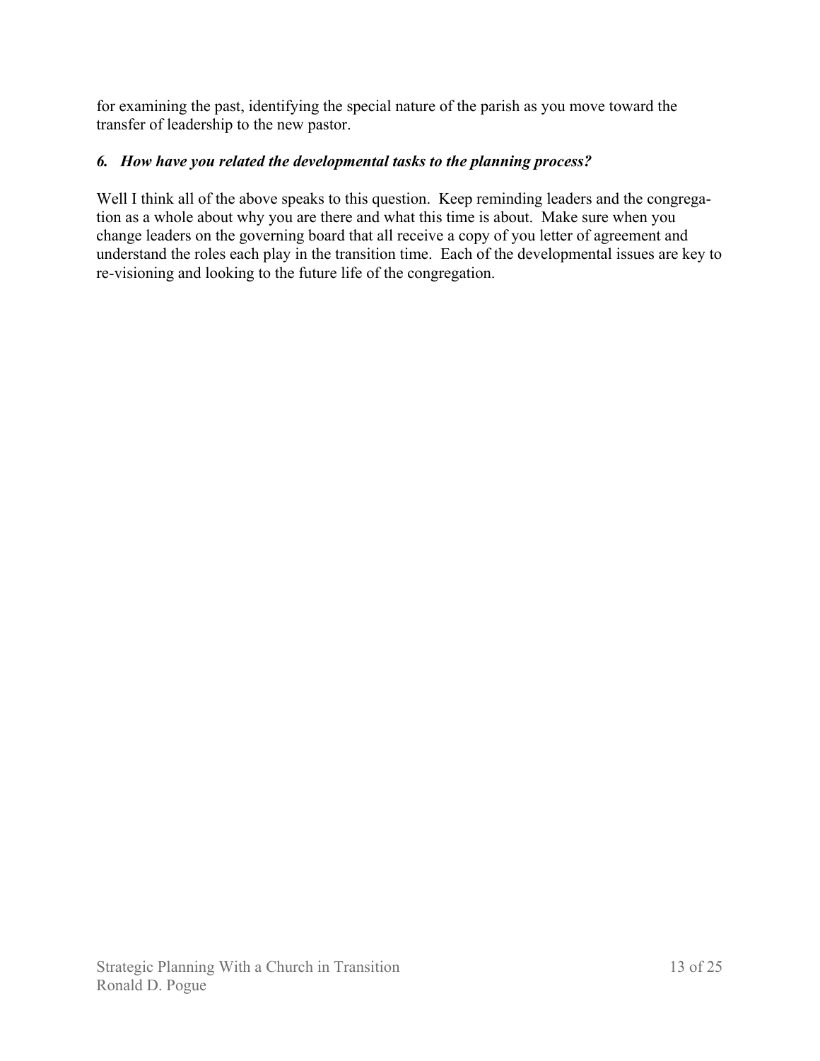for examining the past, identifying the special nature of the parish as you move toward the transfer of leadership to the new pastor.

### *6. How have you related the developmental tasks to the planning process?*

Well I think all of the above speaks to this question. Keep reminding leaders and the congregation as a whole about why you are there and what this time is about. Make sure when you change leaders on the governing board that all receive a copy of you letter of agreement and understand the roles each play in the transition time. Each of the developmental issues are key to re-visioning and looking to the future life of the congregation.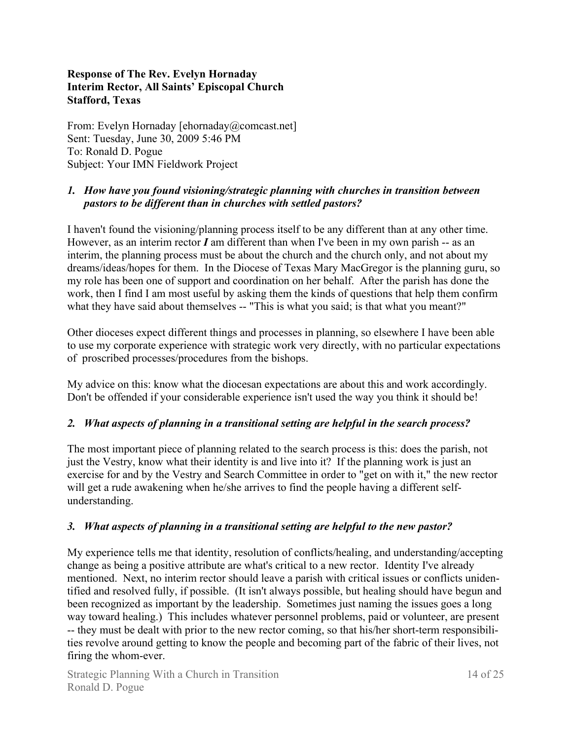**Response of The Rev. Evelyn Hornaday**
**Interim Rector, All Saints' Episcopal Church**
**Stafford, Texas**

From: Evelyn Hornaday [ehornaday@comcast.net]
Sent: Tuesday, June 30, 2009 5:46 PM
To: Ronald D. Pogue
Subject: Your IMN Fieldwork Project

1. ***How have you found visioning/strategic planning with churches in transition between pastors to be different than in churches with settled pastors?***

I haven't found the visioning/planning process itself to be any different than at any other time. However, as an interim rector ***I*** am different than when I've been in my own parish -- as an interim, the planning process must be about the church and the church only, and not about my dreams/ideas/hopes for them. In the Diocese of Texas Mary MacGregor is the planning guru, so my role has been one of support and coordination on her behalf. After the parish has done the work, then I find I am most useful by asking them the kinds of questions that help them confirm what they have said about themselves -- "This is what you said; is that what you meant?"

Other dioceses expect different things and processes in planning, so elsewhere I have been able to use my corporate experience with strategic work very directly, with no particular expectations of proscribed processes/procedures from the bishops.

My advice on this: know what the diocesan expectations are about this and work accordingly. Don't be offended if your considerable experience isn't used the way you think it should be!

2. ***What aspects of planning in a transitional setting are helpful in the search process?***

The most important piece of planning related to the search process is this: does the parish, not just the Vestry, know what their identity is and live into it? If the planning work is just an exercise for and by the Vestry and Search Committee in order to "get on with it," the new rector will get a rude awakening when he/she arrives to find the people having a different self-understanding.

3. ***What aspects of planning in a transitional setting are helpful to the new pastor?***

My experience tells me that identity, resolution of conflicts/healing, and understanding/accepting change as being a positive attribute are what's critical to a new rector. Identity I've already mentioned. Next, no interim rector should leave a parish with critical issues or conflicts unidentified and resolved fully, if possible. (It isn't always possible, but healing should have begun and been recognized as important by the leadership. Sometimes just naming the issues goes a long way toward healing.) This includes whatever personnel problems, paid or volunteer, are present -- they must be dealt with prior to the new rector coming, so that his/her short-term responsibilities revolve around getting to know the people and becoming part of the fabric of their lives, not firing the whom-ever.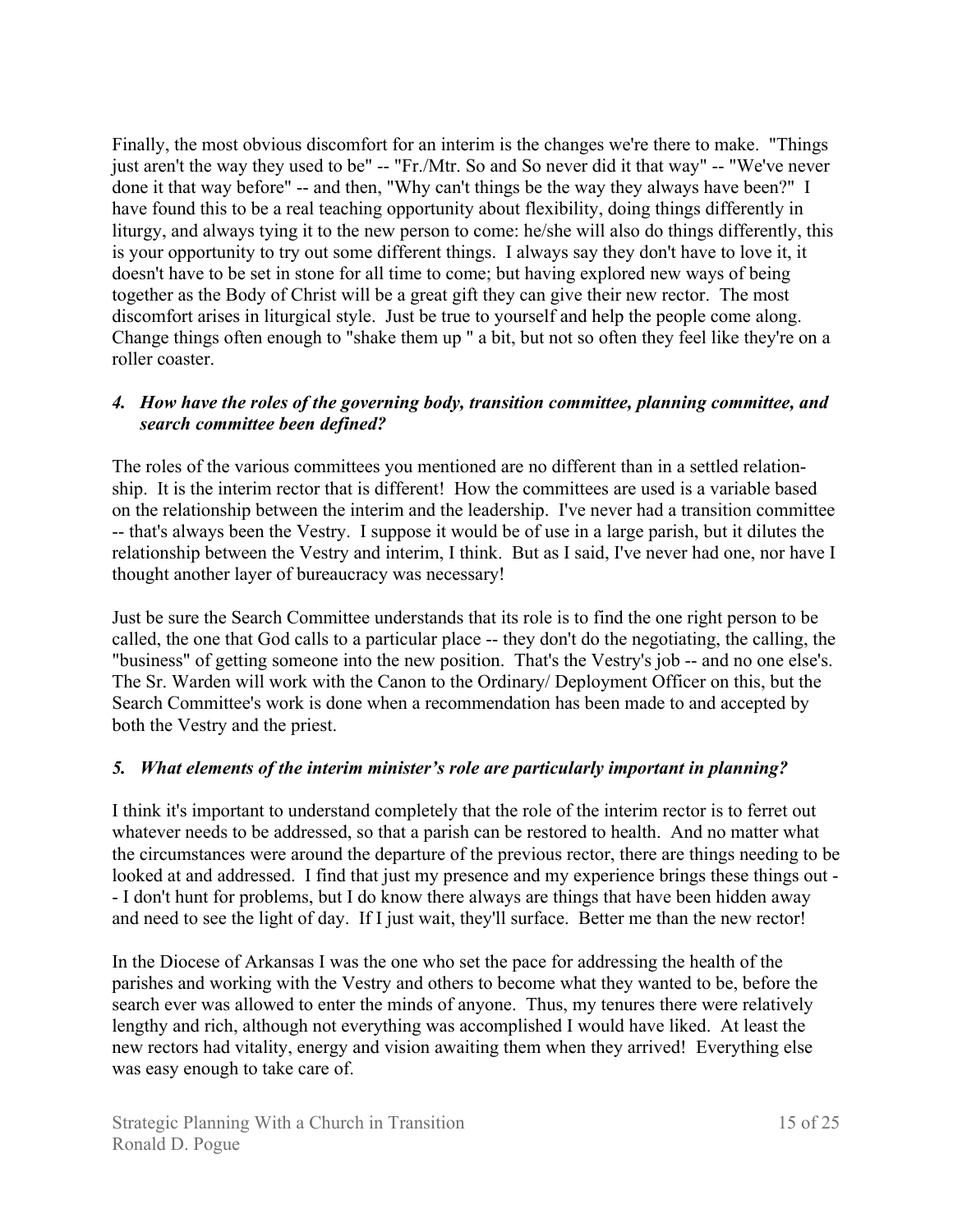Finally, the most obvious discomfort for an interim is the changes we're there to make. "Things just aren't the way they used to be" -- "Fr./Mtr. So and So never did it that way" -- "We've never done it that way before" -- and then, "Why can't things be the way they always have been?" I have found this to be a real teaching opportunity about flexibility, doing things differently in liturgy, and always tying it to the new person to come: he/she will also do things differently, this is your opportunity to try out some different things. I always say they don't have to love it, it doesn't have to be set in stone for all time to come; but having explored new ways of being together as the Body of Christ will be a great gift they can give their new rector. The most discomfort arises in liturgical style. Just be true to yourself and help the people come along. Change things often enough to "shake them up " a bit, but not so often they feel like they're on a roller coaster.

### *4. How have the roles of the governing body, transition committee, planning committee, and search committee been defined?*

The roles of the various committees you mentioned are no different than in a settled relationship. It is the interim rector that is different! How the committees are used is a variable based on the relationship between the interim and the leadership. I've never had a transition committee -- that's always been the Vestry. I suppose it would be of use in a large parish, but it dilutes the relationship between the Vestry and interim, I think. But as I said, I've never had one, nor have I thought another layer of bureaucracy was necessary!

Just be sure the Search Committee understands that its role is to find the one right person to be called, the one that God calls to a particular place -- they don't do the negotiating, the calling, the "business" of getting someone into the new position. That's the Vestry's job -- and no one else's. The Sr. Warden will work with the Canon to the Ordinary/ Deployment Officer on this, but the Search Committee's work is done when a recommendation has been made to and accepted by both the Vestry and the priest.

### *5. What elements of the interim minister's role are particularly important in planning?*

I think it's important to understand completely that the role of the interim rector is to ferret out whatever needs to be addressed, so that a parish can be restored to health. And no matter what the circumstances were around the departure of the previous rector, there are things needing to be looked at and addressed. I find that just my presence and my experience brings these things out -- I don't hunt for problems, but I do know there always are things that have been hidden away and need to see the light of day. If I just wait, they'll surface. Better me than the new rector!

In the Diocese of Arkansas I was the one who set the pace for addressing the health of the parishes and working with the Vestry and others to become what they wanted to be, before the search ever was allowed to enter the minds of anyone. Thus, my tenures there were relatively lengthy and rich, although not everything was accomplished I would have liked. At least the new rectors had vitality, energy and vision awaiting them when they arrived! Everything else was easy enough to take care of.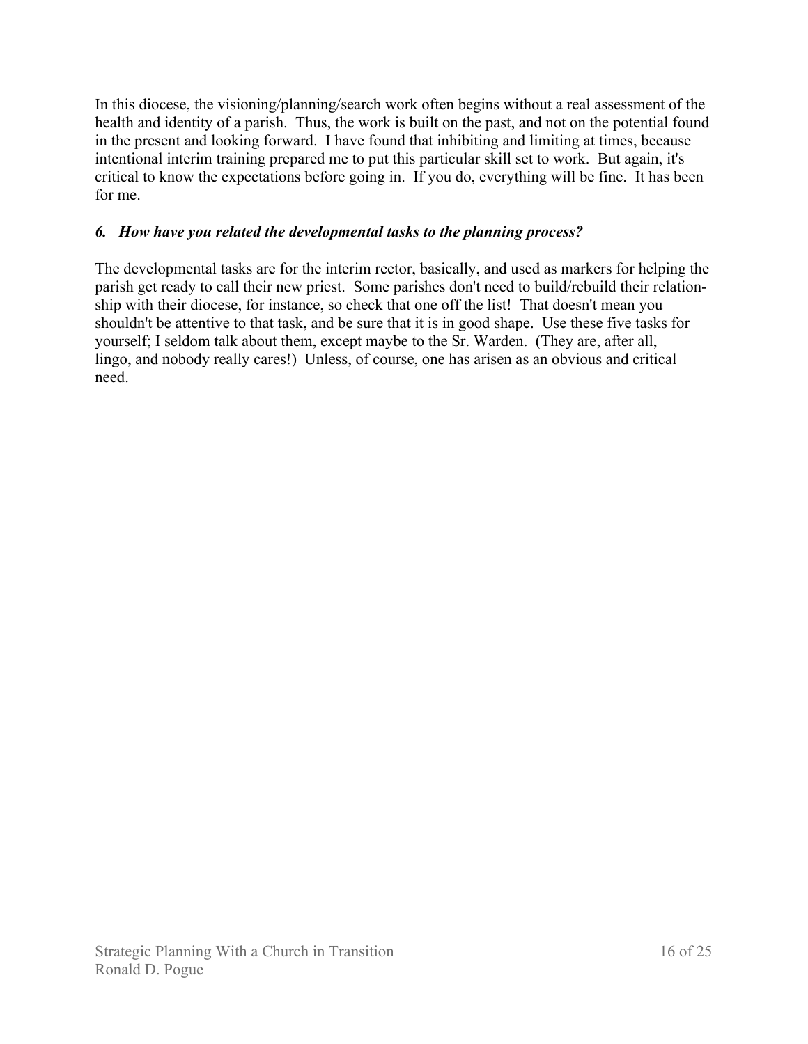In this diocese, the visioning/planning/search work often begins without a real assessment of the health and identity of a parish. Thus, the work is built on the past, and not on the potential found in the present and looking forward. I have found that inhibiting and limiting at times, because intentional interim training prepared me to put this particular skill set to work. But again, it's critical to know the expectations before going in. If you do, everything will be fine. It has been for me.

***6. How have you related the developmental tasks to the planning process?***

The developmental tasks are for the interim rector, basically, and used as markers for helping the parish get ready to call their new priest. Some parishes don't need to build/rebuild their relationship with their diocese, for instance, so check that one off the list! That doesn't mean you shouldn't be attentive to that task, and be sure that it is in good shape. Use these five tasks for yourself; I seldom talk about them, except maybe to the Sr. Warden. (They are, after all, lingo, and nobody really cares!) Unless, of course, one has arisen as an obvious and critical need.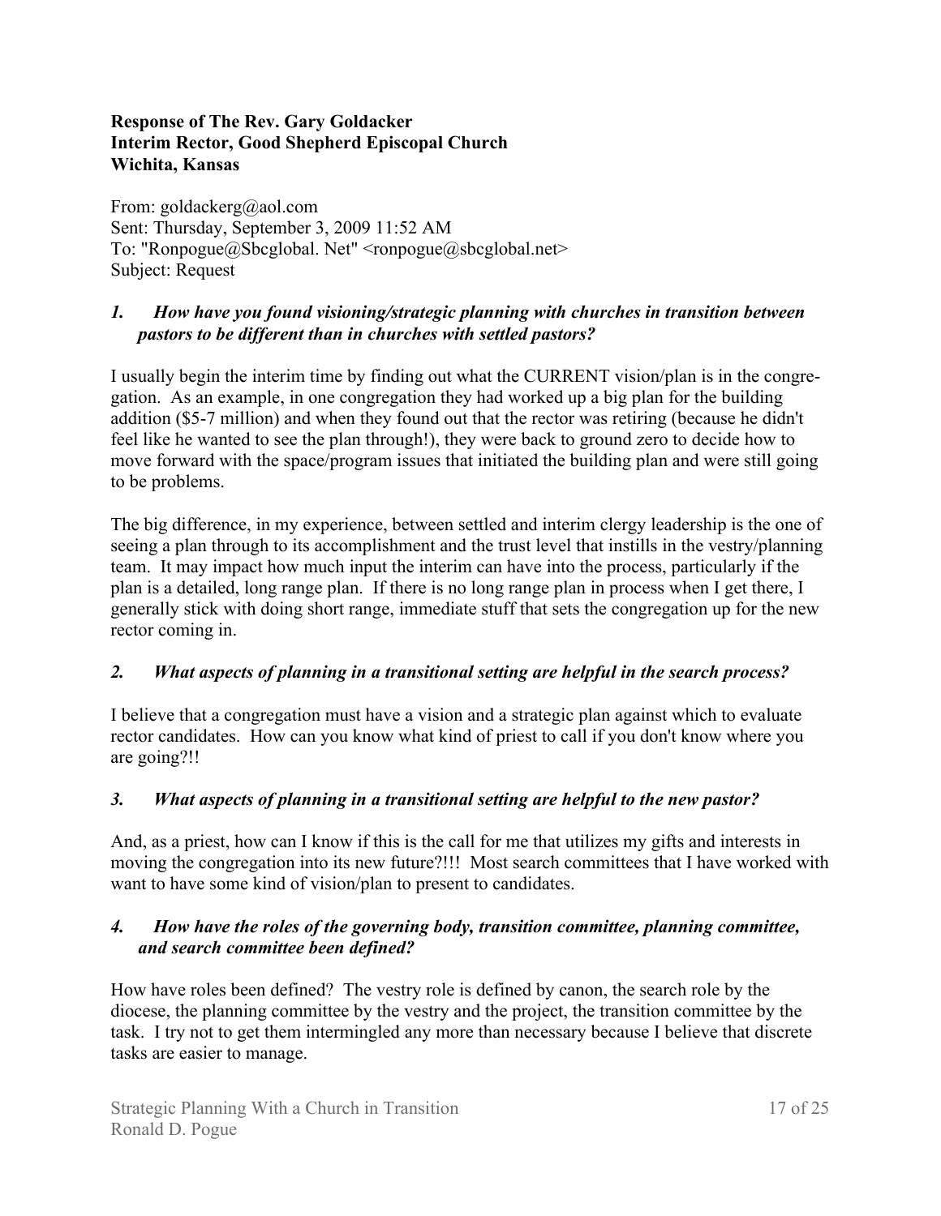**Response of The Rev. Gary Goldacker**
**Interim Rector, Good Shepherd Episcopal Church**
**Wichita, Kansas**

From: goldackerg@aol.com
Sent: Thursday, September 3, 2009 11:52 AM
To: "Ronpogue@Sbcglobal. Net" <ronpogue@sbcglobal.net>
Subject: Request

*1. **How have you found visioning/strategic planning with churches in transition between pastors to be different than in churches with settled pastors?***

I usually begin the interim time by finding out what the CURRENT vision/plan is in the congregation. As an example, in one congregation they had worked up a big plan for the building addition ($5-7 million) and when they found out that the rector was retiring (because he didn't feel like he wanted to see the plan through!), they were back to ground zero to decide how to move forward with the space/program issues that initiated the building plan and were still going to be problems.

The big difference, in my experience, between settled and interim clergy leadership is the one of seeing a plan through to its accomplishment and the trust level that instills in the vestry/planning team. It may impact how much input the interim can have into the process, particularly if the plan is a detailed, long range plan. If there is no long range plan in process when I get there, I generally stick with doing short range, immediate stuff that sets the congregation up for the new rector coming in.

*2. **What aspects of planning in a transitional setting are helpful in the search process?***

I believe that a congregation must have a vision and a strategic plan against which to evaluate rector candidates. How can you know what kind of priest to call if you don't know where you are going?!!

*3. **What aspects of planning in a transitional setting are helpful to the new pastor?***

And, as a priest, how can I know if this is the call for me that utilizes my gifts and interests in moving the congregation into its new future?!!! Most search committees that I have worked with want to have some kind of vision/plan to present to candidates.

*4. **How have the roles of the governing body, transition committee, planning committee, and search committee been defined?***

How have roles been defined? The vestry role is defined by canon, the search role by the diocese, the planning committee by the vestry and the project, the transition committee by the task. I try not to get them intermingled any more than necessary because I believe that discrete tasks are easier to manage.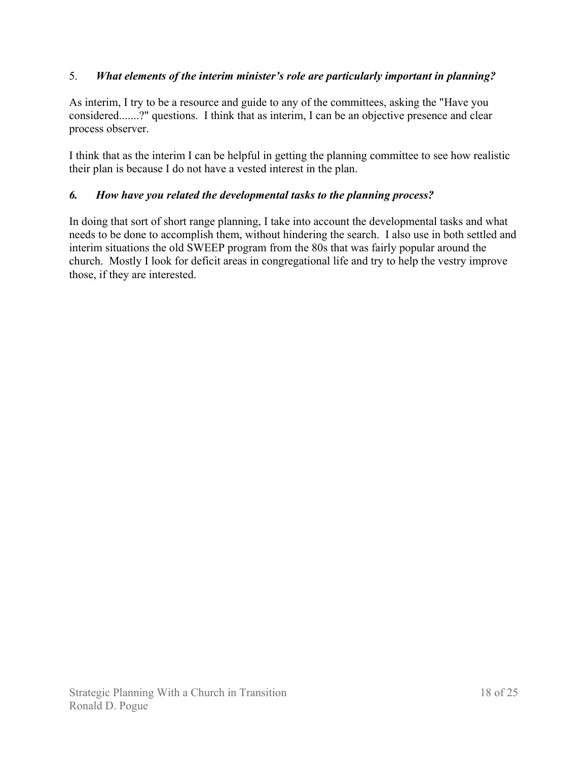5. ***What elements of the interim minister's role are particularly important in planning?***

As interim, I try to be a resource and guide to any of the committees, asking the "Have you considered.......?" questions. I think that as interim, I can be an objective presence and clear process observer.

I think that as the interim I can be helpful in getting the planning committee to see how realistic their plan is because I do not have a vested interest in the plan.

***6. How have you related the developmental tasks to the planning process?***

In doing that sort of short range planning, I take into account the developmental tasks and what needs to be done to accomplish them, without hindering the search. I also use in both settled and interim situations the old SWEEP program from the 80s that was fairly popular around the church. Mostly I look for deficit areas in congregational life and try to help the vestry improve those, if they are interested.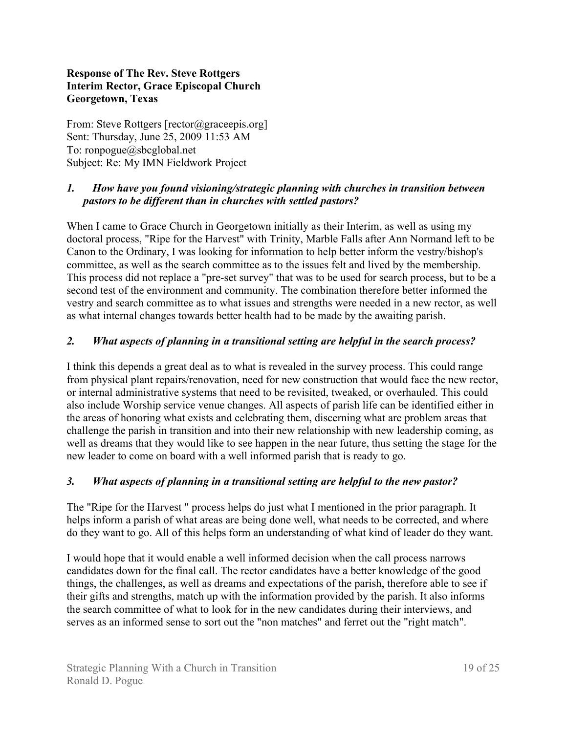**Response of The Rev. Steve Rottgers**
**Interim Rector, Grace Episcopal Church**
**Georgetown, Texas**

From: Steve Rottgers [rector@graceepis.org]
Sent: Thursday, June 25, 2009 11:53 AM
To: ronpogue@sbcglobal.net
Subject: Re: My IMN Fieldwork Project

***1. How have you found visioning/strategic planning with churches in transition between pastors to be different than in churches with settled pastors?***

When I came to Grace Church in Georgetown initially as their Interim, as well as using my doctoral process, "Ripe for the Harvest" with Trinity, Marble Falls after Ann Normand left to be Canon to the Ordinary, I was looking for information to help better inform the vestry/bishop's committee, as well as the search committee as to the issues felt and lived by the membership. This process did not replace a "pre-set survey" that was to be used for search process, but to be a second test of the environment and community. The combination therefore better informed the vestry and search committee as to what issues and strengths were needed in a new rector, as well as what internal changes towards better health had to be made by the awaiting parish.

***2. What aspects of planning in a transitional setting are helpful in the search process?***

I think this depends a great deal as to what is revealed in the survey process. This could range from physical plant repairs/renovation, need for new construction that would face the new rector, or internal administrative systems that need to be revisited, tweaked, or overhauled. This could also include Worship service venue changes. All aspects of parish life can be identified either in the areas of honoring what exists and celebrating them, discerning what are problem areas that challenge the parish in transition and into their new relationship with new leadership coming, as well as dreams that they would like to see happen in the near future, thus setting the stage for the new leader to come on board with a well informed parish that is ready to go.

***3. What aspects of planning in a transitional setting are helpful to the new pastor?***

The "Ripe for the Harvest " process helps do just what I mentioned in the prior paragraph. It helps inform a parish of what areas are being done well, what needs to be corrected, and where do they want to go. All of this helps form an understanding of what kind of leader do they want.

I would hope that it would enable a well informed decision when the call process narrows candidates down for the final call. The rector candidates have a better knowledge of the good things, the challenges, as well as dreams and expectations of the parish, therefore able to see if their gifts and strengths, match up with the information provided by the parish. It also informs the search committee of what to look for in the new candidates during their interviews, and serves as an informed sense to sort out the "non matches" and ferret out the "right match".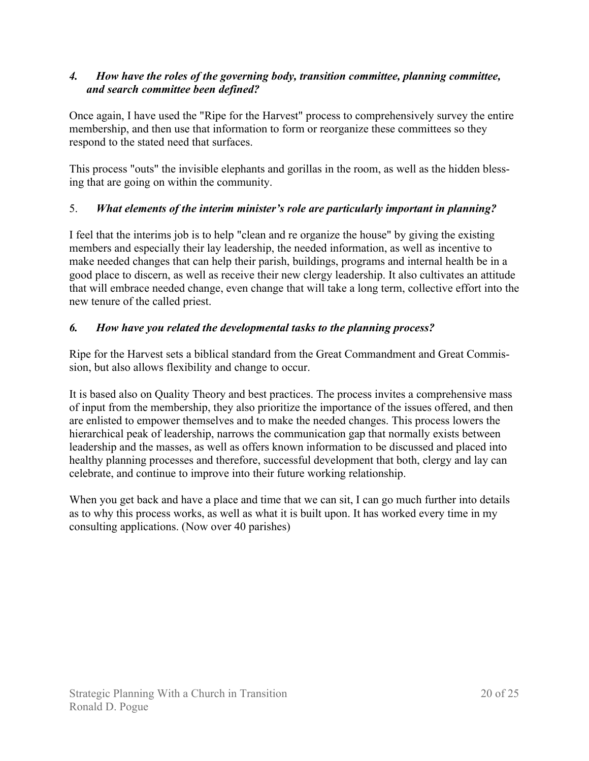*4. How have the roles of the governing body, transition committee, planning committee, and search committee been defined?*

Once again, I have used the "Ripe for the Harvest" process to comprehensively survey the entire membership, and then use that information to form or reorganize these committees so they respond to the stated need that surfaces.

This process "outs" the invisible elephants and gorillas in the room, as well as the hidden blessing that are going on within the community.

5. ***What elements of the interim minister's role are particularly important in planning?***

I feel that the interims job is to help "clean and re organize the house" by giving the existing members and especially their lay leadership, the needed information, as well as incentive to make needed changes that can help their parish, buildings, programs and internal health be in a good place to discern, as well as receive their new clergy leadership. It also cultivates an attitude that will embrace needed change, even change that will take a long term, collective effort into the new tenure of the called priest.

***6. How have you related the developmental tasks to the planning process?***

Ripe for the Harvest sets a biblical standard from the Great Commandment and Great Commission, but also allows flexibility and change to occur.

It is based also on Quality Theory and best practices. The process invites a comprehensive mass of input from the membership, they also prioritize the importance of the issues offered, and then are enlisted to empower themselves and to make the needed changes. This process lowers the hierarchical peak of leadership, narrows the communication gap that normally exists between leadership and the masses, as well as offers known information to be discussed and placed into healthy planning processes and therefore, successful development that both, clergy and lay can celebrate, and continue to improve into their future working relationship.

When you get back and have a place and time that we can sit, I can go much further into details as to why this process works, as well as what it is built upon. It has worked every time in my consulting applications. (Now over 40 parishes)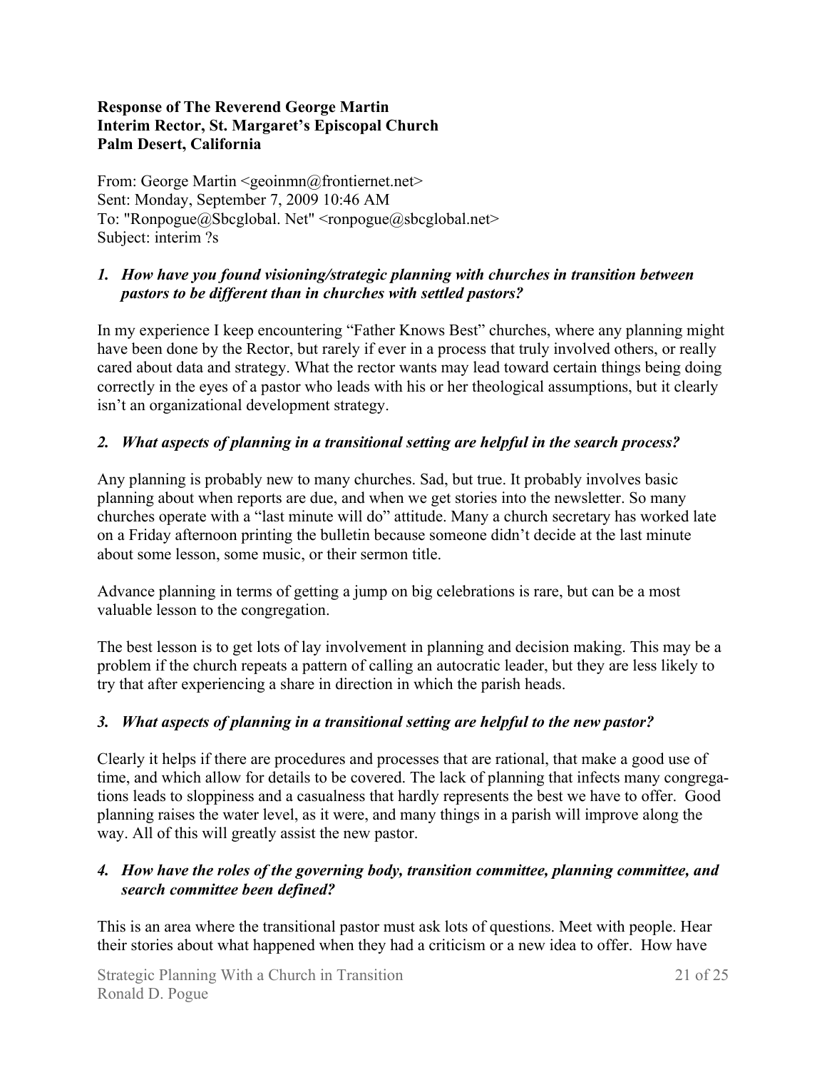**Response of The Reverend George Martin**
**Interim Rector, St. Margaret's Episcopal Church**
**Palm Desert, California**

From: George Martin <geoinmn@frontiernet.net>
Sent: Monday, September 7, 2009 10:46 AM
To: "Ronpogue@Sbcglobal. Net" <ronpogue@sbcglobal.net>
Subject: interim ?s

1. ***How have you found visioning/strategic planning with churches in transition between pastors to be different than in churches with settled pastors?***

In my experience I keep encountering "Father Knows Best" churches, where any planning might have been done by the Rector, but rarely if ever in a process that truly involved others, or really cared about data and strategy. What the rector wants may lead toward certain things being doing correctly in the eyes of a pastor who leads with his or her theological assumptions, but it clearly isn't an organizational development strategy.

2. ***What aspects of planning in a transitional setting are helpful in the search process?***

Any planning is probably new to many churches. Sad, but true. It probably involves basic planning about when reports are due, and when we get stories into the newsletter. So many churches operate with a "last minute will do" attitude. Many a church secretary has worked late on a Friday afternoon printing the bulletin because someone didn't decide at the last minute about some lesson, some music, or their sermon title.

Advance planning in terms of getting a jump on big celebrations is rare, but can be a most valuable lesson to the congregation.

The best lesson is to get lots of lay involvement in planning and decision making. This may be a problem if the church repeats a pattern of calling an autocratic leader, but they are less likely to try that after experiencing a share in direction in which the parish heads.

3. ***What aspects of planning in a transitional setting are helpful to the new pastor?***

Clearly it helps if there are procedures and processes that are rational, that make a good use of time, and which allow for details to be covered. The lack of planning that infects many congregations leads to sloppiness and a casualness that hardly represents the best we have to offer. Good planning raises the water level, as it were, and many things in a parish will improve along the way. All of this will greatly assist the new pastor.

4. ***How have the roles of the governing body, transition committee, planning committee, and search committee been defined?***

This is an area where the transitional pastor must ask lots of questions. Meet with people. Hear their stories about what happened when they had a criticism or a new idea to offer. How have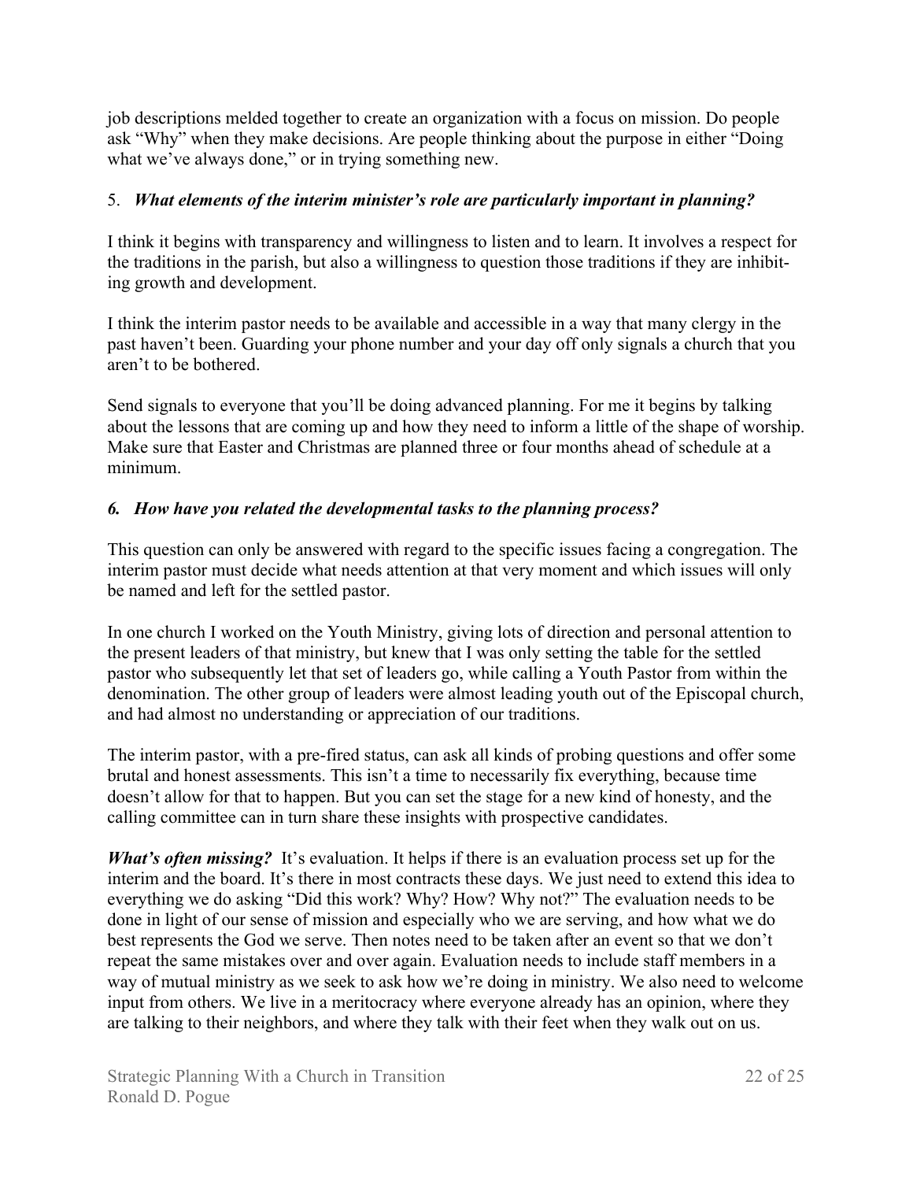job descriptions melded together to create an organization with a focus on mission. Do people ask "Why" when they make decisions. Are people thinking about the purpose in either "Doing what we've always done," or in trying something new.

5. ***What elements of the interim minister's role are particularly important in planning?***

I think it begins with transparency and willingness to listen and to learn. It involves a respect for the traditions in the parish, but also a willingness to question those traditions if they are inhibiting growth and development.

I think the interim pastor needs to be available and accessible in a way that many clergy in the past haven't been. Guarding your phone number and your day off only signals a church that you aren't to be bothered.

Send signals to everyone that you'll be doing advanced planning. For me it begins by talking about the lessons that are coming up and how they need to inform a little of the shape of worship. Make sure that Easter and Christmas are planned three or four months ahead of schedule at a minimum.

***6. How have you related the developmental tasks to the planning process?***

This question can only be answered with regard to the specific issues facing a congregation. The interim pastor must decide what needs attention at that very moment and which issues will only be named and left for the settled pastor.

In one church I worked on the Youth Ministry, giving lots of direction and personal attention to the present leaders of that ministry, but knew that I was only setting the table for the settled pastor who subsequently let that set of leaders go, while calling a Youth Pastor from within the denomination. The other group of leaders were almost leading youth out of the Episcopal church, and had almost no understanding or appreciation of our traditions.

The interim pastor, with a pre-fired status, can ask all kinds of probing questions and offer some brutal and honest assessments. This isn't a time to necessarily fix everything, because time doesn't allow for that to happen. But you can set the stage for a new kind of honesty, and the calling committee can in turn share these insights with prospective candidates.

***What's often missing?*** It's evaluation. It helps if there is an evaluation process set up for the interim and the board. It's there in most contracts these days. We just need to extend this idea to everything we do asking "Did this work? Why? How? Why not?" The evaluation needs to be done in light of our sense of mission and especially who we are serving, and how what we do best represents the God we serve. Then notes need to be taken after an event so that we don't repeat the same mistakes over and over again. Evaluation needs to include staff members in a way of mutual ministry as we seek to ask how we're doing in ministry. We also need to welcome input from others. We live in a meritocracy where everyone already has an opinion, where they are talking to their neighbors, and where they talk with their feet when they walk out on us.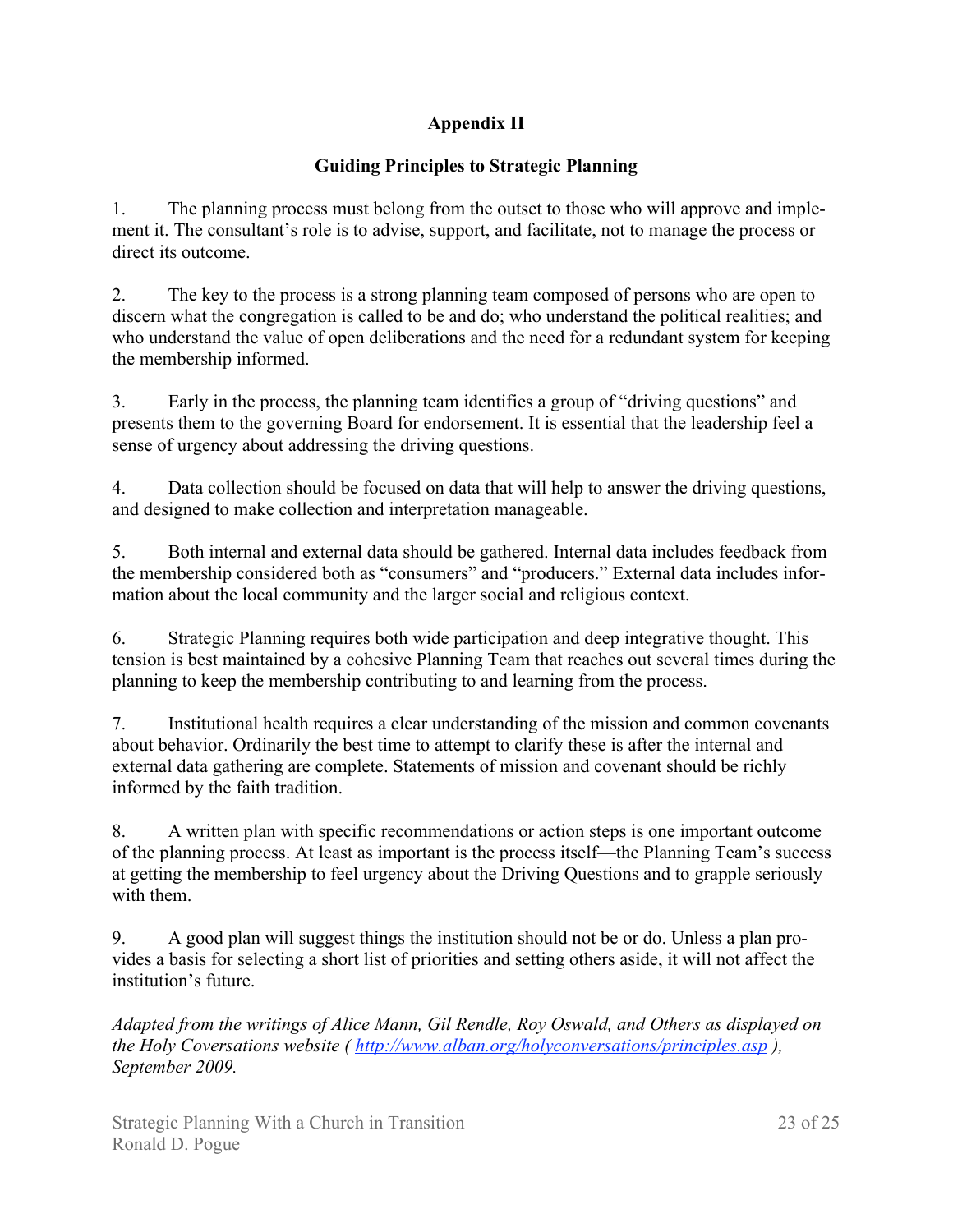## Appendix II

### Guiding Principles to Strategic Planning

1. The planning process must belong from the outset to those who will approve and implement it. The consultant's role is to advise, support, and facilitate, not to manage the process or direct its outcome.

2. The key to the process is a strong planning team composed of persons who are open to discern what the congregation is called to be and do; who understand the political realities; and who understand the value of open deliberations and the need for a redundant system for keeping the membership informed.

3. Early in the process, the planning team identifies a group of "driving questions" and presents them to the governing Board for endorsement. It is essential that the leadership feel a sense of urgency about addressing the driving questions.

4. Data collection should be focused on data that will help to answer the driving questions, and designed to make collection and interpretation manageable.

5. Both internal and external data should be gathered. Internal data includes feedback from the membership considered both as "consumers" and "producers." External data includes information about the local community and the larger social and religious context.

6. Strategic Planning requires both wide participation and deep integrative thought. This tension is best maintained by a cohesive Planning Team that reaches out several times during the planning to keep the membership contributing to and learning from the process.

7. Institutional health requires a clear understanding of the mission and common covenants about behavior. Ordinarily the best time to attempt to clarify these is after the internal and external data gathering are complete. Statements of mission and covenant should be richly informed by the faith tradition.

8. A written plan with specific recommendations or action steps is one important outcome of the planning process. At least as important is the process itself—the Planning Team's success at getting the membership to feel urgency about the Driving Questions and to grapple seriously with them.

9. A good plan will suggest things the institution should not be or do. Unless a plan provides a basis for selecting a short list of priorities and setting others aside, it will not affect the institution's future.

*Adapted from the writings of Alice Mann, Gil Rendle, Roy Oswald, and Others as displayed on the Holy Coversations website ( [http://www.alban.org/holyconversations/principles.asp](http://www.alban.org/holyconversations/principles.asp) ), September 2009.*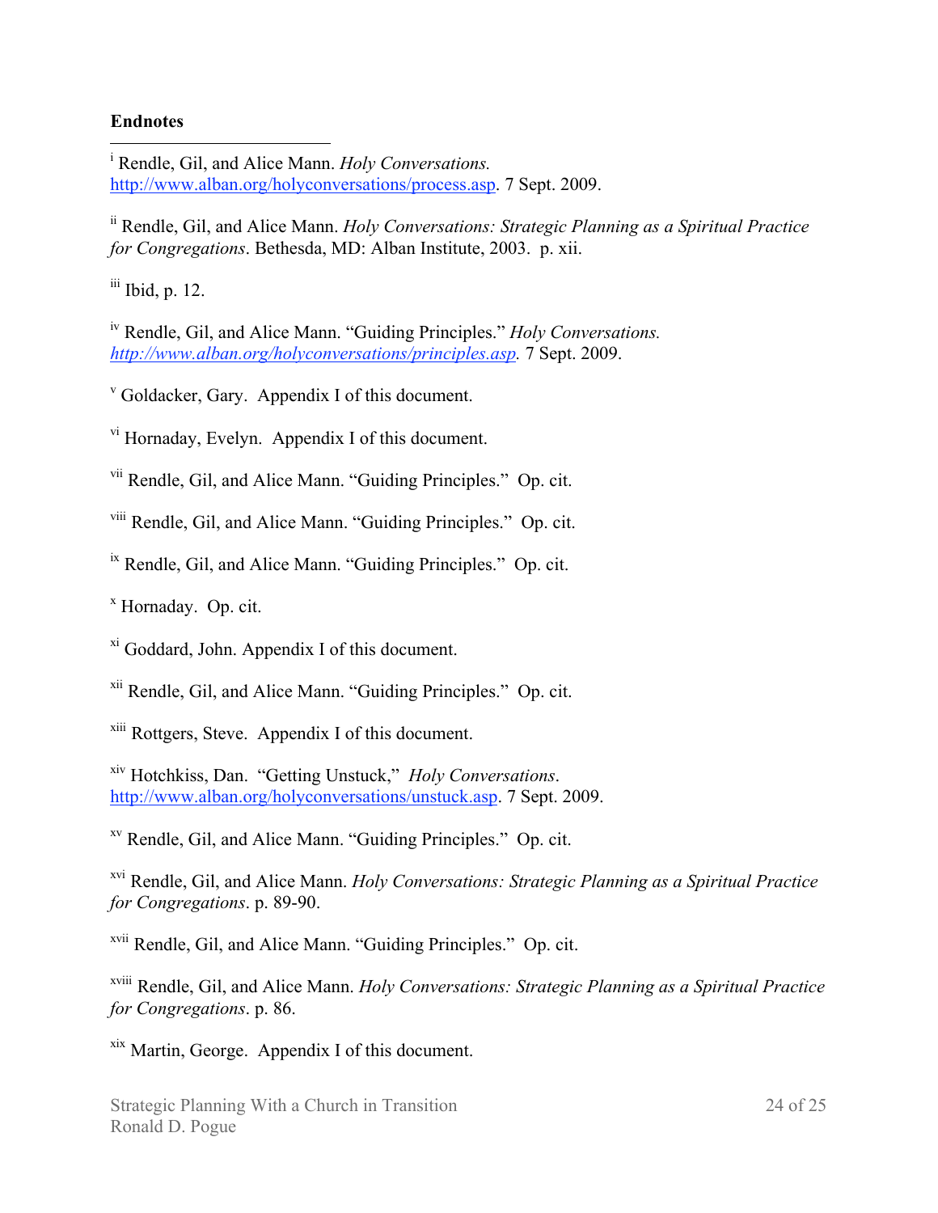**Endnotes**

[i] Rendle, Gil, and Alice Mann. *Holy Conversations.* http://www.alban.org/holyconversations/process.asp. 7 Sept. 2009.

[ii] Rendle, Gil, and Alice Mann. *Holy Conversations: Strategic Planning as a Spiritual Practice for Congregations*. Bethesda, MD: Alban Institute, 2003. p. xii.

[iii] Ibid, p. 12.

[iv] Rendle, Gil, and Alice Mann. "Guiding Principles." *Holy Conversations.* *http://www.alban.org/holyconversations/principles.asp.* 7 Sept. 2009.

[v] Goldacker, Gary. Appendix I of this document.

[vi] Hornaday, Evelyn. Appendix I of this document.

[vii] Rendle, Gil, and Alice Mann. "Guiding Principles." Op. cit.

[viii] Rendle, Gil, and Alice Mann. "Guiding Principles." Op. cit.

[ix] Rendle, Gil, and Alice Mann. "Guiding Principles." Op. cit.

[x] Hornaday. Op. cit.

[xi] Goddard, John. Appendix I of this document.

[xii] Rendle, Gil, and Alice Mann. "Guiding Principles." Op. cit.

[xiii] Rottgers, Steve. Appendix I of this document.

[xiv] Hotchkiss, Dan. "Getting Unstuck," *Holy Conversations*. http://www.alban.org/holyconversations/unstuck.asp. 7 Sept. 2009.

[xv] Rendle, Gil, and Alice Mann. "Guiding Principles." Op. cit.

[xvi] Rendle, Gil, and Alice Mann. *Holy Conversations: Strategic Planning as a Spiritual Practice for Congregations*. p. 89-90.

[xvii] Rendle, Gil, and Alice Mann. "Guiding Principles." Op. cit.

[xviii] Rendle, Gil, and Alice Mann. *Holy Conversations: Strategic Planning as a Spiritual Practice for Congregations*. p. 86.

[xix] Martin, George. Appendix I of this document.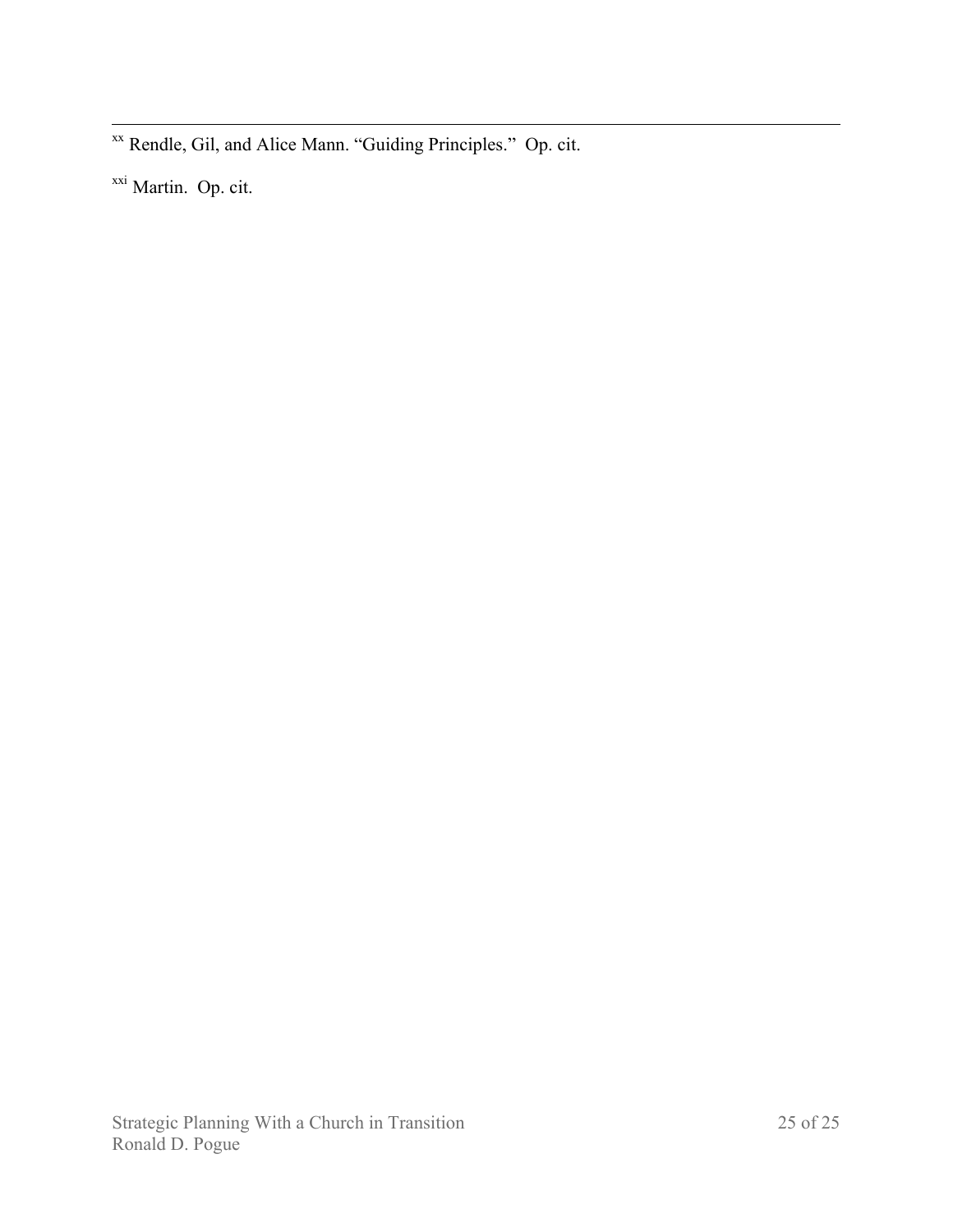---

[xx] Rendle, Gil, and Alice Mann. "Guiding Principles." Op. cit.

[xxi] Martin. Op. cit.